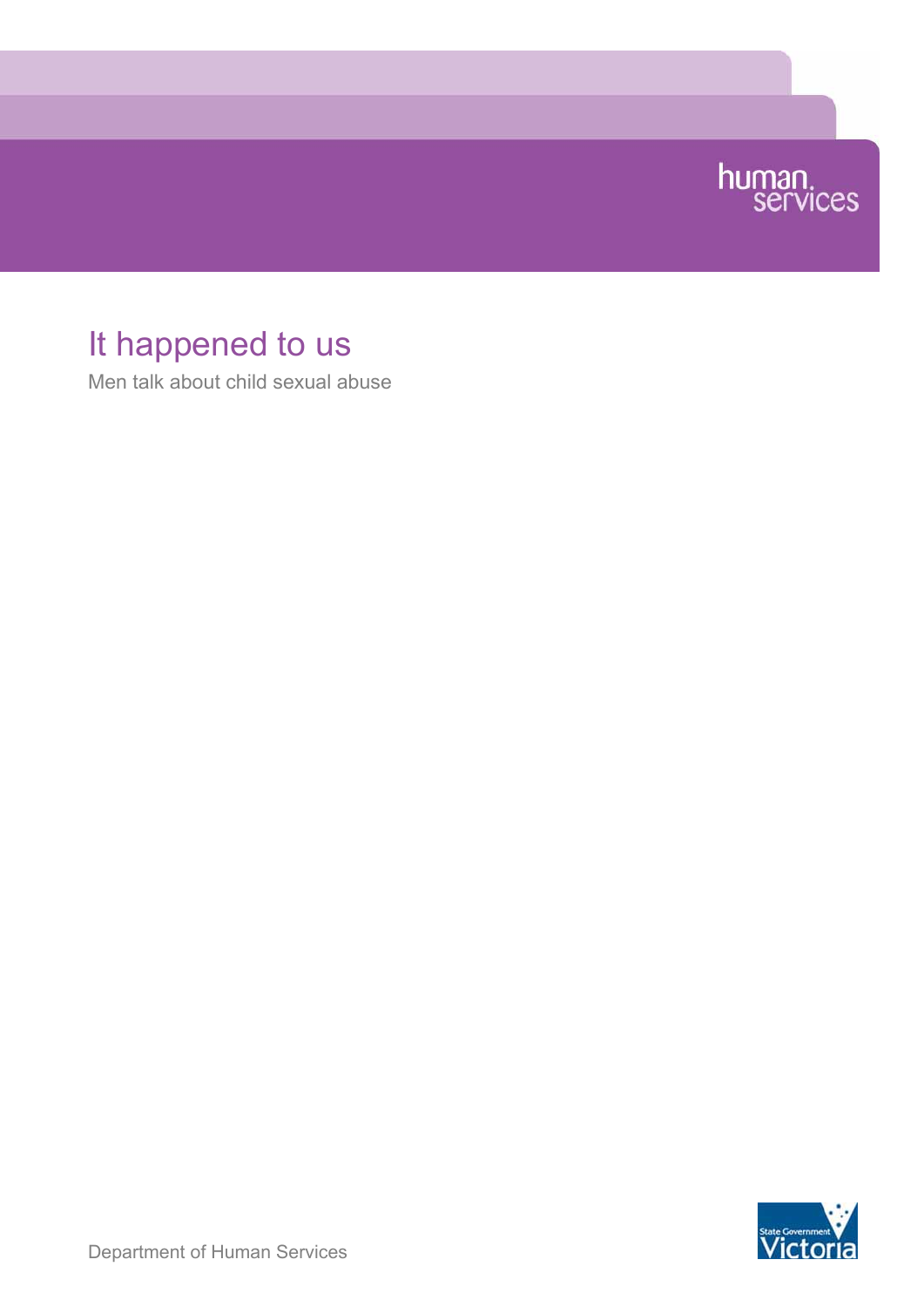human services

# It happened to us

Men talk about child sexual abuse

Department of Human Services

State Government Victoria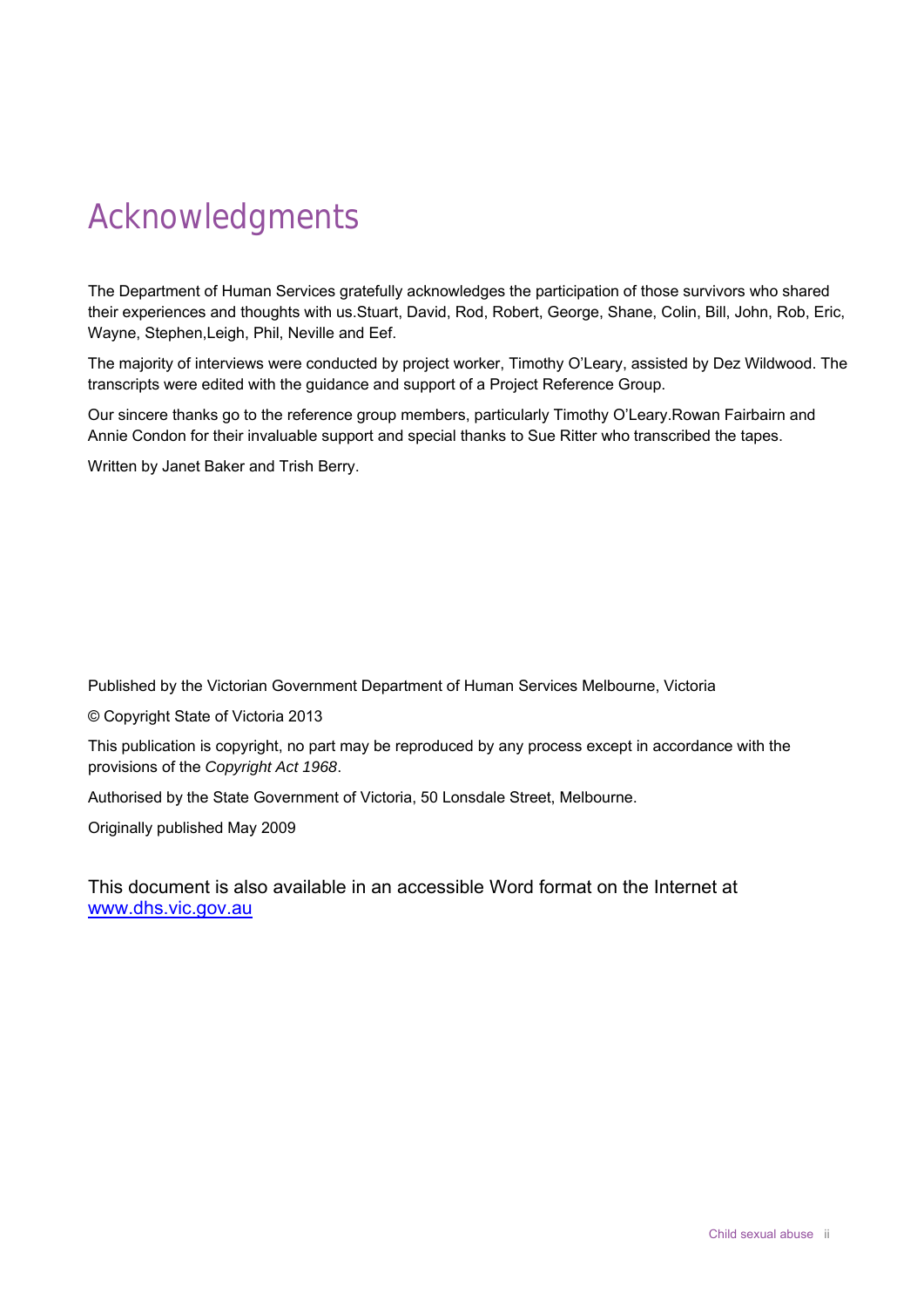# Acknowledgments

The Department of Human Services gratefully acknowledges the participation of those survivors who shared their experiences and thoughts with us.Stuart, David, Rod, Robert, George, Shane, Colin, Bill, John, Rob, Eric, Wayne, Stephen,Leigh, Phil, Neville and Eef.

The majority of interviews were conducted by project worker, Timothy O'Leary, assisted by Dez Wildwood. The transcripts were edited with the guidance and support of a Project Reference Group.

Our sincere thanks go to the reference group members, particularly Timothy O'Leary.Rowan Fairbairn and Annie Condon for their invaluable support and special thanks to Sue Ritter who transcribed the tapes.

Written by Janet Baker and Trish Berry.

Published by the Victorian Government Department of Human Services Melbourne, Victoria

© Copyright State of Victoria 2013

This publication is copyright, no part may be reproduced by any process except in accordance with the provisions of the *Copyright Act 1968*.

Authorised by the State Government of Victoria, 50 Lonsdale Street, Melbourne.

Originally published May 2009

This document is also available in an accessible Word format on the Internet at [www.dhs.vic.gov.au](http://www.dhs.vic.gov.au)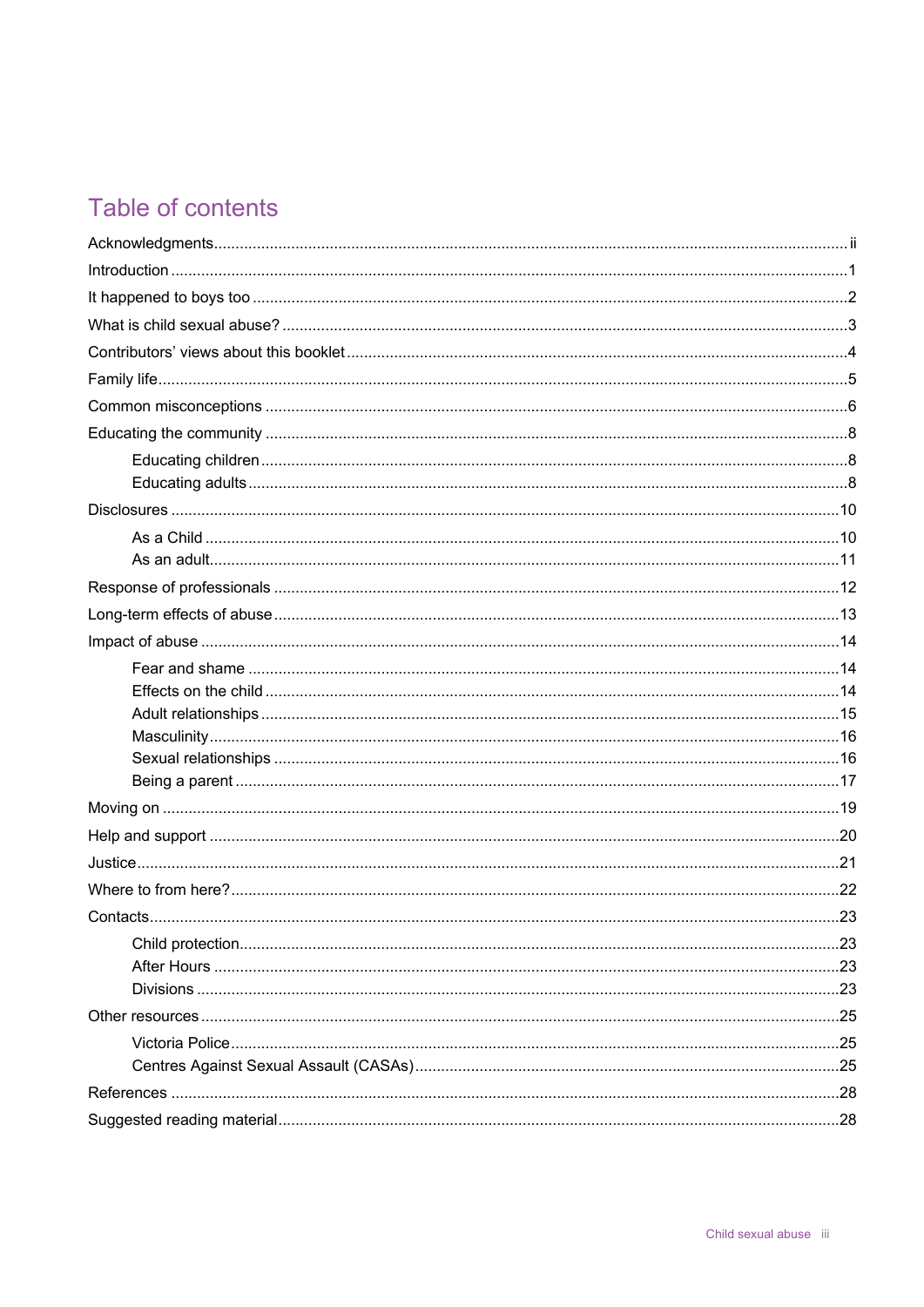# Table of contents

Acknowledgments ... ii

Introduction ... 1

It happened to boys too ... 2

What is child sexual abuse? ... 3

Contributors' views about this booklet ... 4

Family life ... 5

Common misconceptions ... 6

Educating the community ... 8

- Educating children ... 8
- Educating adults ... 8

Disclosures ... 10

- As a Child ... 10
- As an adult ... 11

Response of professionals ... 12

Long-term effects of abuse ... 13

Impact of abuse ... 14

- Fear and shame ... 14
- Effects on the child ... 14
- Adult relationships ... 15
- Masculinity ... 16
- Sexual relationships ... 16
- Being a parent ... 17

Moving on ... 19

Help and support ... 20

Justice ... 21

Where to from here? ... 22

Contacts ... 23

- Child protection ... 23
- After Hours ... 23
- Divisions ... 23

Other resources ... 25

- Victoria Police ... 25
- Centres Against Sexual Assault (CASAs) ... 25

References ... 28

Suggested reading material ... 28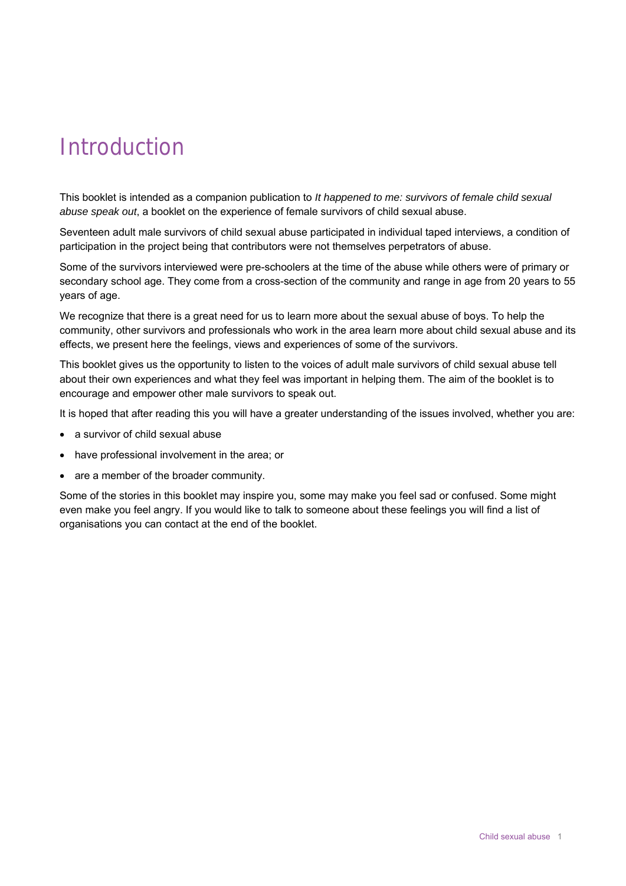# Introduction

This booklet is intended as a companion publication to *It happened to me: survivors of female child sexual abuse speak out*, a booklet on the experience of female survivors of child sexual abuse.

Seventeen adult male survivors of child sexual abuse participated in individual taped interviews, a condition of participation in the project being that contributors were not themselves perpetrators of abuse.

Some of the survivors interviewed were pre-schoolers at the time of the abuse while others were of primary or secondary school age. They come from a cross-section of the community and range in age from 20 years to 55 years of age.

We recognize that there is a great need for us to learn more about the sexual abuse of boys. To help the community, other survivors and professionals who work in the area learn more about child sexual abuse and its effects, we present here the feelings, views and experiences of some of the survivors.

This booklet gives us the opportunity to listen to the voices of adult male survivors of child sexual abuse tell about their own experiences and what they feel was important in helping them. The aim of the booklet is to encourage and empower other male survivors to speak out.

It is hoped that after reading this you will have a greater understanding of the issues involved, whether you are:

- a survivor of child sexual abuse
- have professional involvement in the area; or
- are a member of the broader community.

Some of the stories in this booklet may inspire you, some may make you feel sad or confused. Some might even make you feel angry. If you would like to talk to someone about these feelings you will find a list of organisations you can contact at the end of the booklet.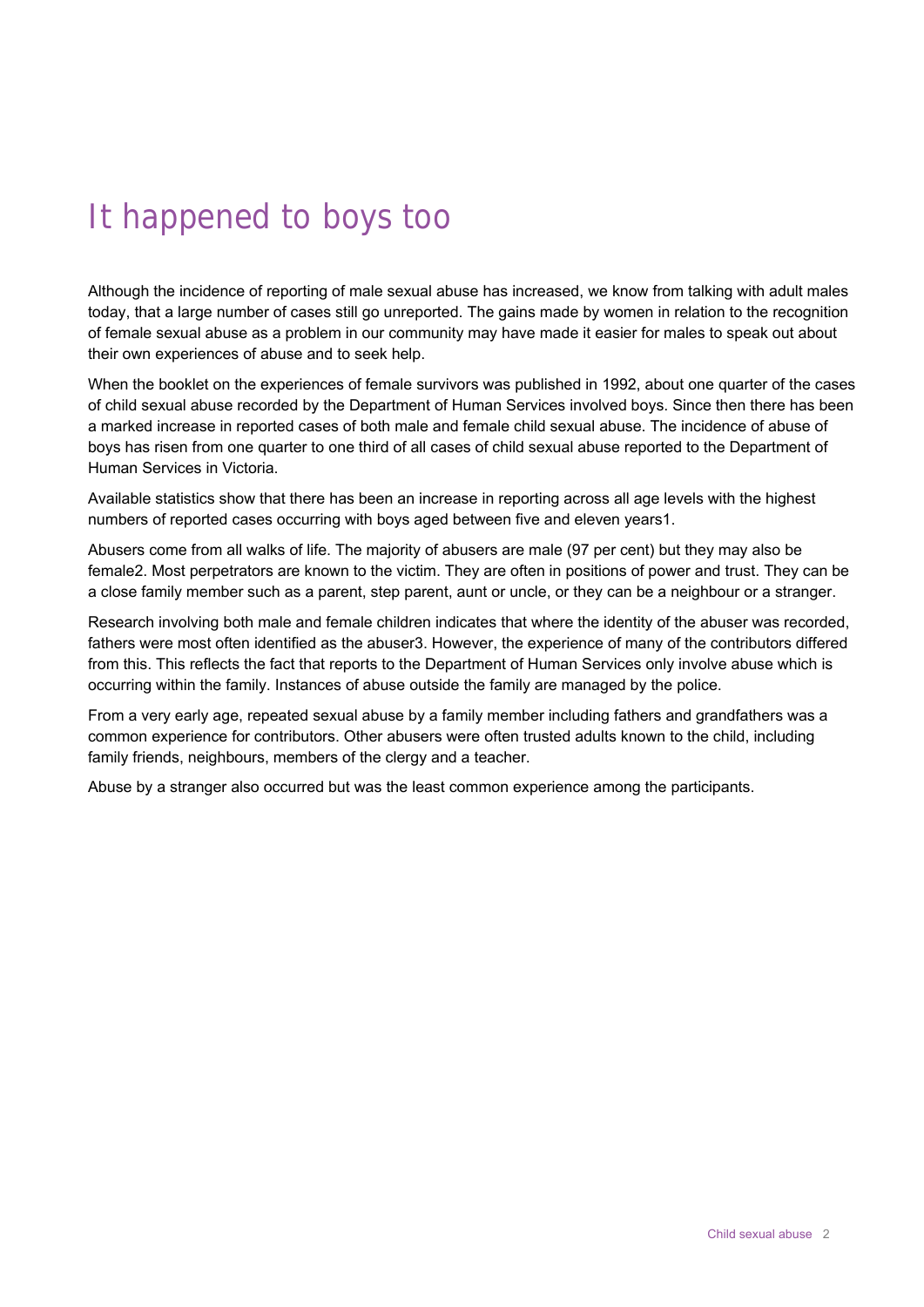# It happened to boys too

Although the incidence of reporting of male sexual abuse has increased, we know from talking with adult males today, that a large number of cases still go unreported. The gains made by women in relation to the recognition of female sexual abuse as a problem in our community may have made it easier for males to speak out about their own experiences of abuse and to seek help.

When the booklet on the experiences of female survivors was published in 1992, about one quarter of the cases of child sexual abuse recorded by the Department of Human Services involved boys. Since then there has been a marked increase in reported cases of both male and female child sexual abuse. The incidence of abuse of boys has risen from one quarter to one third of all cases of child sexual abuse reported to the Department of Human Services in Victoria.

Available statistics show that there has been an increase in reporting across all age levels with the highest numbers of reported cases occurring with boys aged between five and eleven years[1].

Abusers come from all walks of life. The majority of abusers are male (97 per cent) but they may also be female[2]. Most perpetrators are known to the victim. They are often in positions of power and trust. They can be a close family member such as a parent, step parent, aunt or uncle, or they can be a neighbour or a stranger.

Research involving both male and female children indicates that where the identity of the abuser was recorded, fathers were most often identified as the abuser[3]. However, the experience of many of the contributors differed from this. This reflects the fact that reports to the Department of Human Services only involve abuse which is occurring within the family. Instances of abuse outside the family are managed by the police.

From a very early age, repeated sexual abuse by a family member including fathers and grandfathers was a common experience for contributors. Other abusers were often trusted adults known to the child, including family friends, neighbours, members of the clergy and a teacher.

Abuse by a stranger also occurred but was the least common experience among the participants.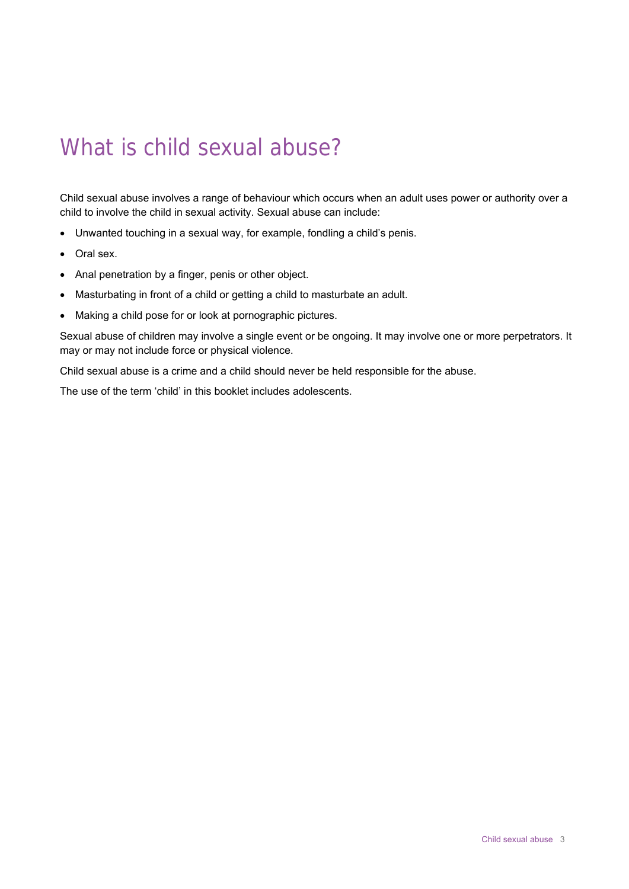# What is child sexual abuse?

Child sexual abuse involves a range of behaviour which occurs when an adult uses power or authority over a child to involve the child in sexual activity. Sexual abuse can include:

- Unwanted touching in a sexual way, for example, fondling a child's penis.
- Oral sex.
- Anal penetration by a finger, penis or other object.
- Masturbating in front of a child or getting a child to masturbate an adult.
- Making a child pose for or look at pornographic pictures.

Sexual abuse of children may involve a single event or be ongoing. It may involve one or more perpetrators. It may or may not include force or physical violence.

Child sexual abuse is a crime and a child should never be held responsible for the abuse.

The use of the term 'child' in this booklet includes adolescents.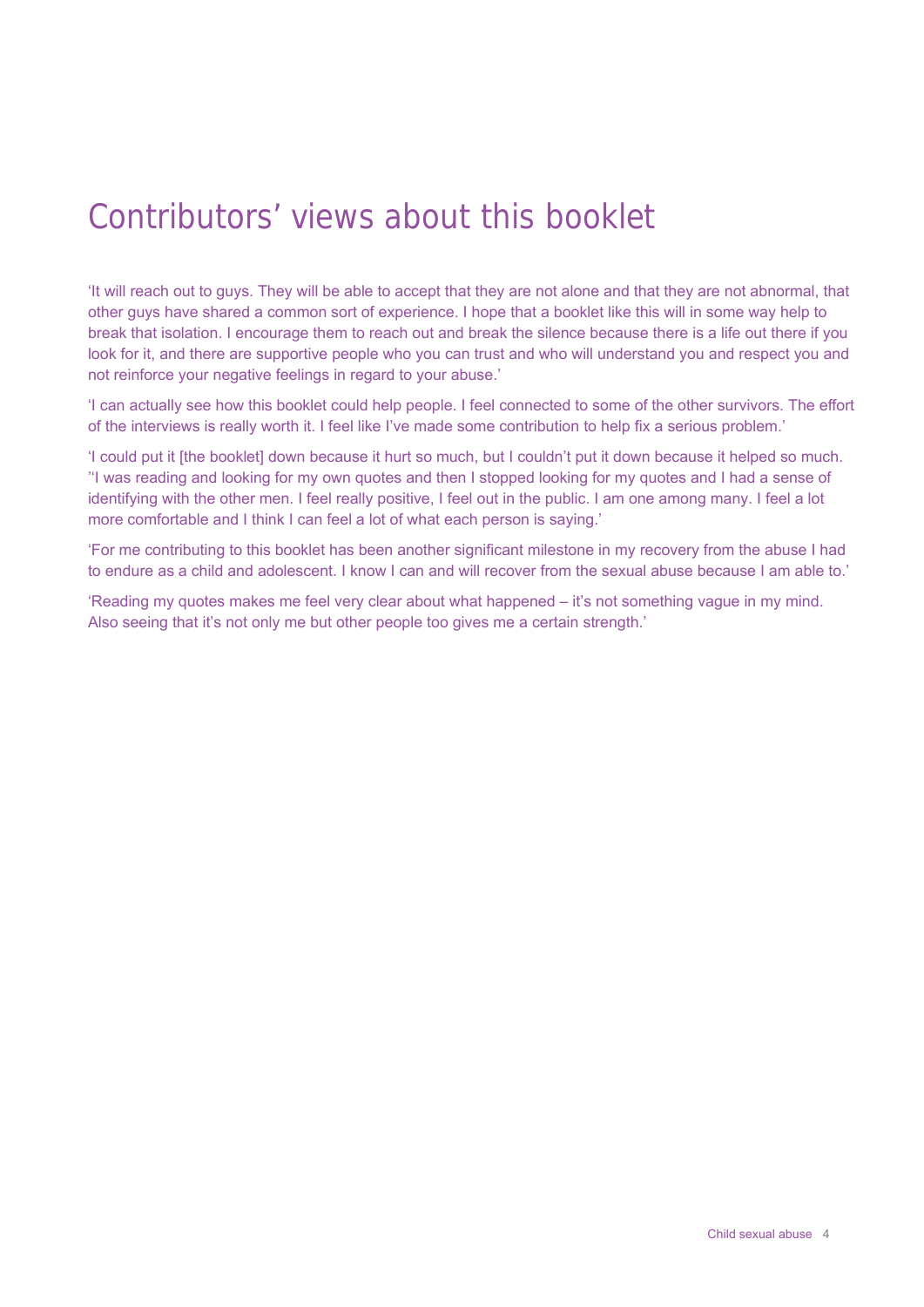# Contributors’ views about this booklet

‘It will reach out to guys. They will be able to accept that they are not alone and that they are not abnormal, that other guys have shared a common sort of experience. I hope that a booklet like this will in some way help to break that isolation. I encourage them to reach out and break the silence because there is a life out there if you look for it, and there are supportive people who you can trust and who will understand you and respect you and not reinforce your negative feelings in regard to your abuse.’

‘I can actually see how this booklet could help people. I feel connected to some of the other survivors. The effort of the interviews is really worth it. I feel like I’ve made some contribution to help fix a serious problem.’

‘I could put it [the booklet] down because it hurt so much, but I couldn’t put it down because it helped so much. ’‘I was reading and looking for my own quotes and then I stopped looking for my quotes and I had a sense of identifying with the other men. I feel really positive, I feel out in the public. I am one among many. I feel a lot more comfortable and I think I can feel a lot of what each person is saying.’

‘For me contributing to this booklet has been another significant milestone in my recovery from the abuse I had to endure as a child and adolescent. I know I can and will recover from the sexual abuse because I am able to.’

‘Reading my quotes makes me feel very clear about what happened – it’s not something vague in my mind. Also seeing that it’s not only me but other people too gives me a certain strength.’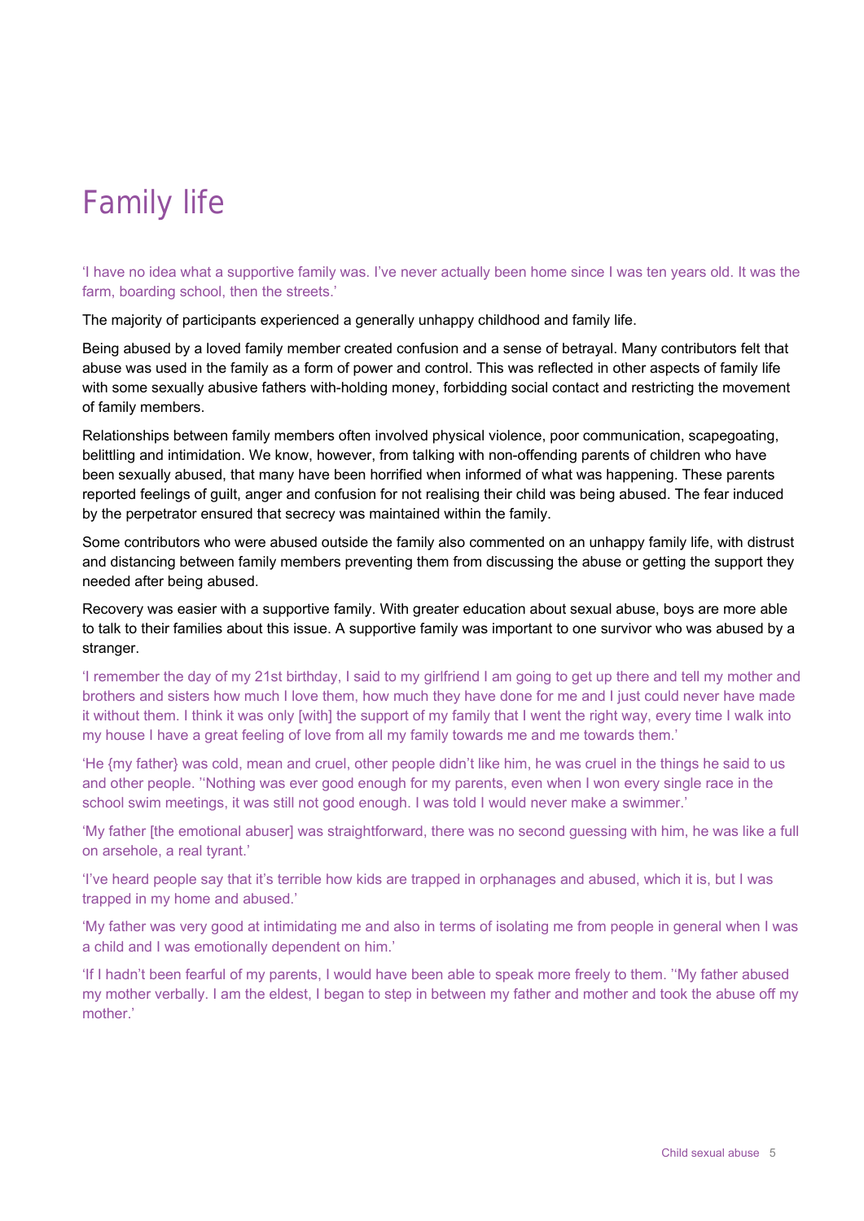# Family life

'I have no idea what a supportive family was. I've never actually been home since I was ten years old. It was the farm, boarding school, then the streets.'

The majority of participants experienced a generally unhappy childhood and family life.

Being abused by a loved family member created confusion and a sense of betrayal. Many contributors felt that abuse was used in the family as a form of power and control. This was reflected in other aspects of family life with some sexually abusive fathers with-holding money, forbidding social contact and restricting the movement of family members.

Relationships between family members often involved physical violence, poor communication, scapegoating, belittling and intimidation. We know, however, from talking with non-offending parents of children who have been sexually abused, that many have been horrified when informed of what was happening. These parents reported feelings of guilt, anger and confusion for not realising their child was being abused. The fear induced by the perpetrator ensured that secrecy was maintained within the family.

Some contributors who were abused outside the family also commented on an unhappy family life, with distrust and distancing between family members preventing them from discussing the abuse or getting the support they needed after being abused.

Recovery was easier with a supportive family. With greater education about sexual abuse, boys are more able to talk to their families about this issue. A supportive family was important to one survivor who was abused by a stranger.

'I remember the day of my 21st birthday, I said to my girlfriend I am going to get up there and tell my mother and brothers and sisters how much I love them, how much they have done for me and I just could never have made it without them. I think it was only [with] the support of my family that I went the right way, every time I walk into my house I have a great feeling of love from all my family towards me and me towards them.'

'He {my father} was cold, mean and cruel, other people didn't like him, he was cruel in the things he said to us and other people. ''Nothing was ever good enough for my parents, even when I won every single race in the school swim meetings, it was still not good enough. I was told I would never make a swimmer.'

'My father [the emotional abuser] was straightforward, there was no second guessing with him, he was like a full on arsehole, a real tyrant.'

'I've heard people say that it's terrible how kids are trapped in orphanages and abused, which it is, but I was trapped in my home and abused.'

'My father was very good at intimidating me and also in terms of isolating me from people in general when I was a child and I was emotionally dependent on him.'

'If I hadn't been fearful of my parents, I would have been able to speak more freely to them. ''My father abused my mother verbally. I am the eldest, I began to step in between my father and mother and took the abuse off my mother.'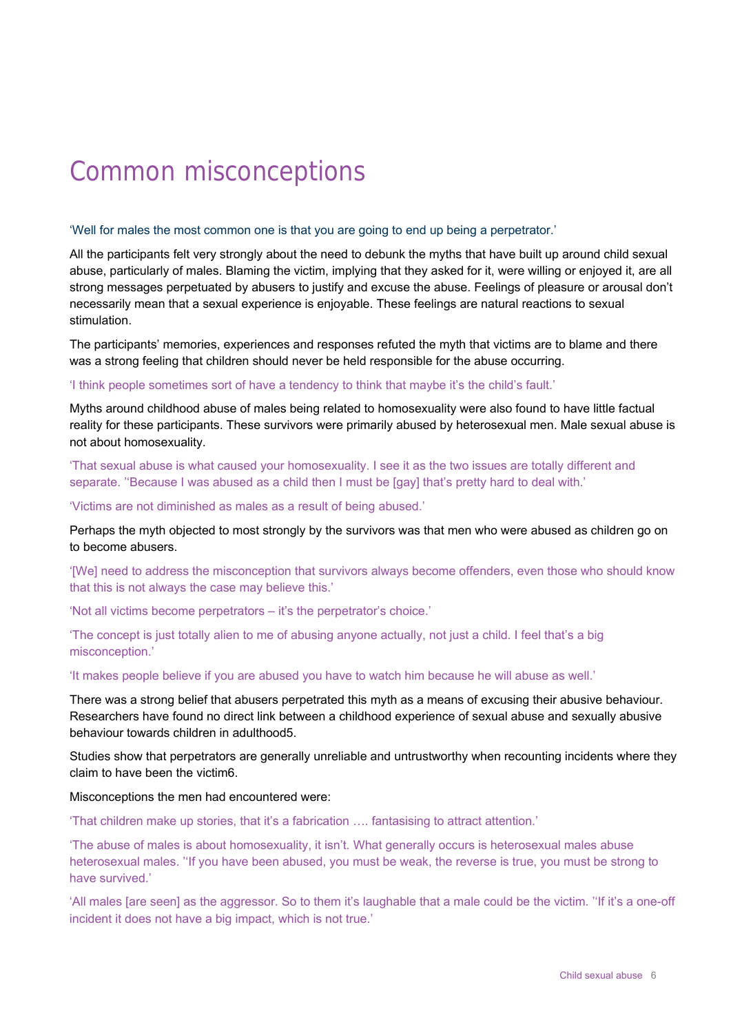# Common misconceptions

'Well for males the most common one is that you are going to end up being a perpetrator.'

All the participants felt very strongly about the need to debunk the myths that have built up around child sexual abuse, particularly of males. Blaming the victim, implying that they asked for it, were willing or enjoyed it, are all strong messages perpetuated by abusers to justify and excuse the abuse. Feelings of pleasure or arousal don't necessarily mean that a sexual experience is enjoyable. These feelings are natural reactions to sexual stimulation.

The participants' memories, experiences and responses refuted the myth that victims are to blame and there was a strong feeling that children should never be held responsible for the abuse occurring.

'I think people sometimes sort of have a tendency to think that maybe it's the child's fault.'

Myths around childhood abuse of males being related to homosexuality were also found to have little factual reality for these participants. These survivors were primarily abused by heterosexual men. Male sexual abuse is not about homosexuality.

'That sexual abuse is what caused your homosexuality. I see it as the two issues are totally different and separate. ''Because I was abused as a child then I must be [gay] that's pretty hard to deal with.'

'Victims are not diminished as males as a result of being abused.'

Perhaps the myth objected to most strongly by the survivors was that men who were abused as children go on to become abusers.

'[We] need to address the misconception that survivors always become offenders, even those who should know that this is not always the case may believe this.'

'Not all victims become perpetrators – it's the perpetrator's choice.'

'The concept is just totally alien to me of abusing anyone actually, not just a child. I feel that's a big misconception.'

'It makes people believe if you are abused you have to watch him because he will abuse as well.'

There was a strong belief that abusers perpetrated this myth as a means of excusing their abusive behaviour. Researchers have found no direct link between a childhood experience of sexual abuse and sexually abusive behaviour towards children in adulthood[5].

Studies show that perpetrators are generally unreliable and untrustworthy when recounting incidents where they claim to have been the victim[6].

Misconceptions the men had encountered were:

'That children make up stories, that it's a fabrication …. fantasising to attract attention.'

'The abuse of males is about homosexuality, it isn't. What generally occurs is heterosexual males abuse heterosexual males. ''If you have been abused, you must be weak, the reverse is true, you must be strong to have survived.'

'All males [are seen] as the aggressor. So to them it's laughable that a male could be the victim. ''If it's a one-off incident it does not have a big impact, which is not true.'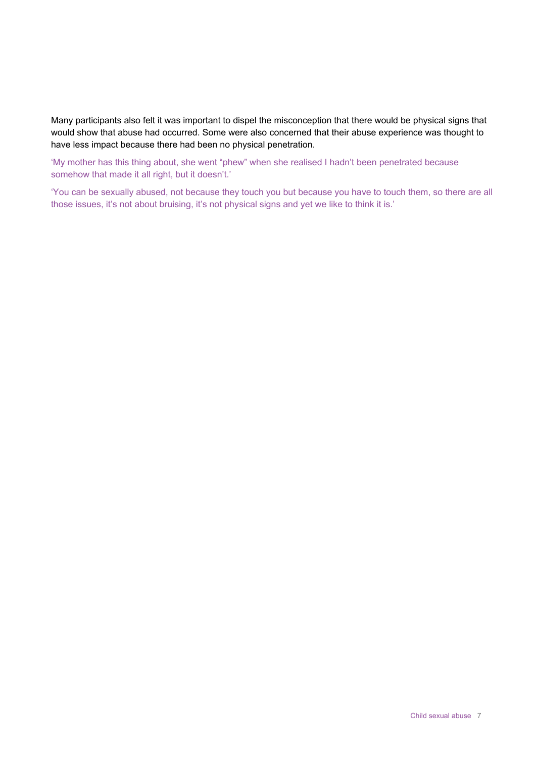Many participants also felt it was important to dispel the misconception that there would be physical signs that would show that abuse had occurred. Some were also concerned that their abuse experience was thought to have less impact because there had been no physical penetration.

'My mother has this thing about, she went "phew" when she realised I hadn't been penetrated because somehow that made it all right, but it doesn't.'

'You can be sexually abused, not because they touch you but because you have to touch them, so there are all those issues, it's not about bruising, it's not physical signs and yet we like to think it is.'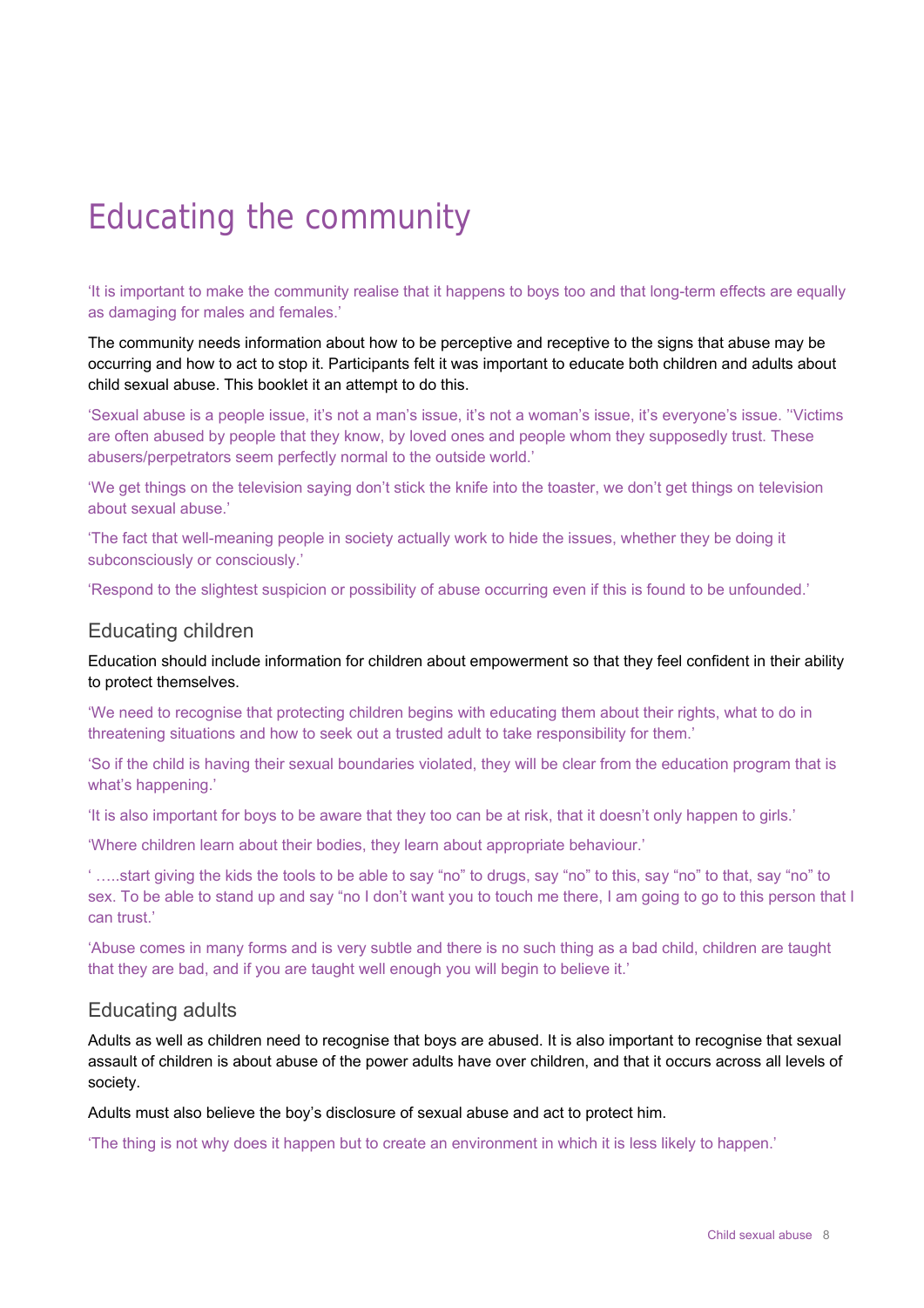# Educating the community

'It is important to make the community realise that it happens to boys too and that long-term effects are equally as damaging for males and females.'

The community needs information about how to be perceptive and receptive to the signs that abuse may be occurring and how to act to stop it. Participants felt it was important to educate both children and adults about child sexual abuse. This booklet it an attempt to do this.

'Sexual abuse is a people issue, it's not a man's issue, it's not a woman's issue, it's everyone's issue. ''Victims are often abused by people that they know, by loved ones and people whom they supposedly trust. These abusers/perpetrators seem perfectly normal to the outside world.'

'We get things on the television saying don't stick the knife into the toaster, we don't get things on television about sexual abuse.'

'The fact that well-meaning people in society actually work to hide the issues, whether they be doing it subconsciously or consciously.'

'Respond to the slightest suspicion or possibility of abuse occurring even if this is found to be unfounded.'

## Educating children

Education should include information for children about empowerment so that they feel confident in their ability to protect themselves.

'We need to recognise that protecting children begins with educating them about their rights, what to do in threatening situations and how to seek out a trusted adult to take responsibility for them.'

'So if the child is having their sexual boundaries violated, they will be clear from the education program that is what's happening.'

'It is also important for boys to be aware that they too can be at risk, that it doesn't only happen to girls.'

'Where children learn about their bodies, they learn about appropriate behaviour.'

' …..start giving the kids the tools to be able to say "no" to drugs, say "no" to this, say "no" to that, say "no" to sex. To be able to stand up and say "no I don't want you to touch me there, I am going to go to this person that I can trust.'

'Abuse comes in many forms and is very subtle and there is no such thing as a bad child, children are taught that they are bad, and if you are taught well enough you will begin to believe it.'

## Educating adults

Adults as well as children need to recognise that boys are abused. It is also important to recognise that sexual assault of children is about abuse of the power adults have over children, and that it occurs across all levels of society.

Adults must also believe the boy's disclosure of sexual abuse and act to protect him.

'The thing is not why does it happen but to create an environment in which it is less likely to happen.'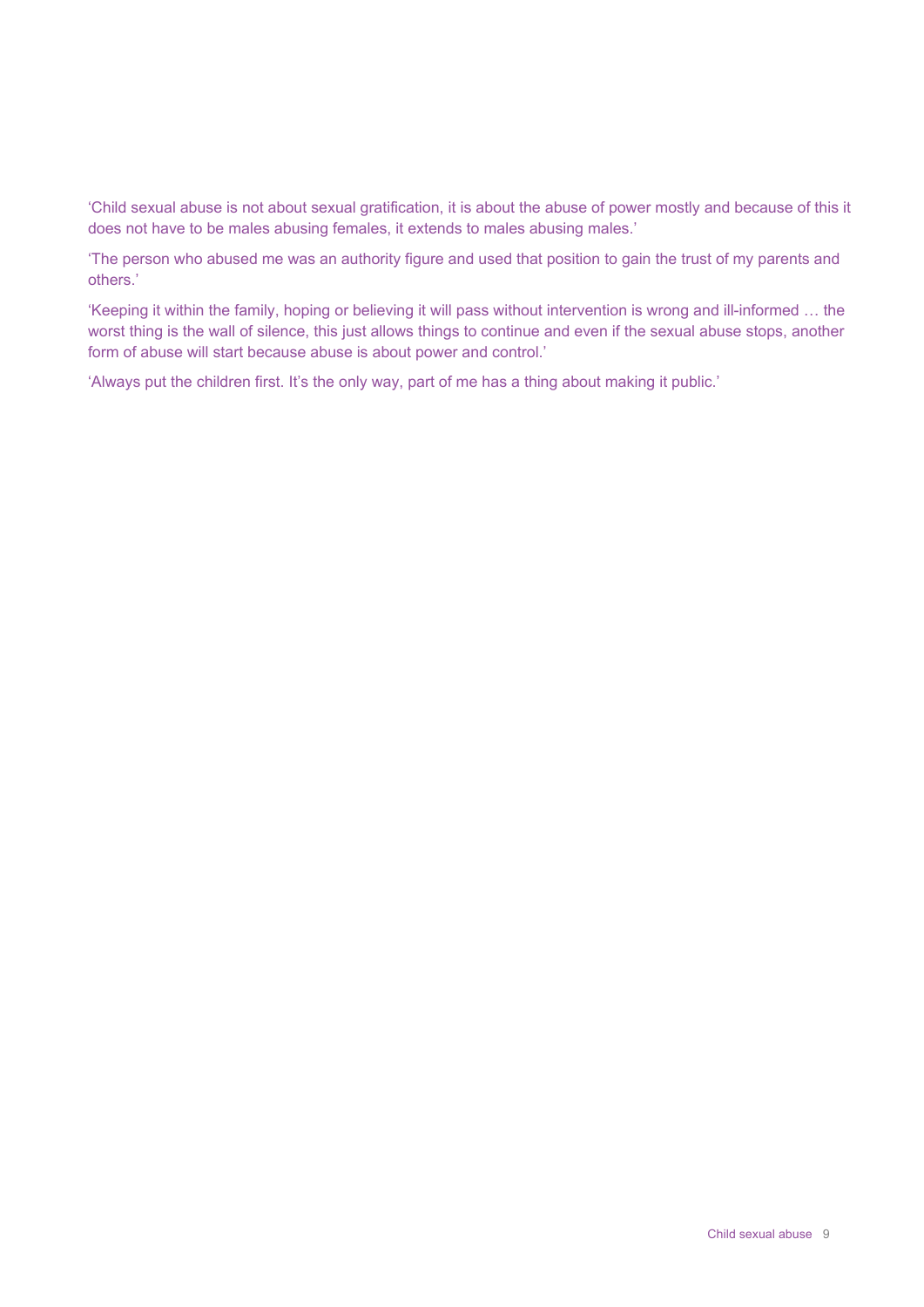'Child sexual abuse is not about sexual gratification, it is about the abuse of power mostly and because of this it does not have to be males abusing females, it extends to males abusing males.'

'The person who abused me was an authority figure and used that position to gain the trust of my parents and others.'

'Keeping it within the family, hoping or believing it will pass without intervention is wrong and ill-informed … the worst thing is the wall of silence, this just allows things to continue and even if the sexual abuse stops, another form of abuse will start because abuse is about power and control.'

'Always put the children first. It's the only way, part of me has a thing about making it public.'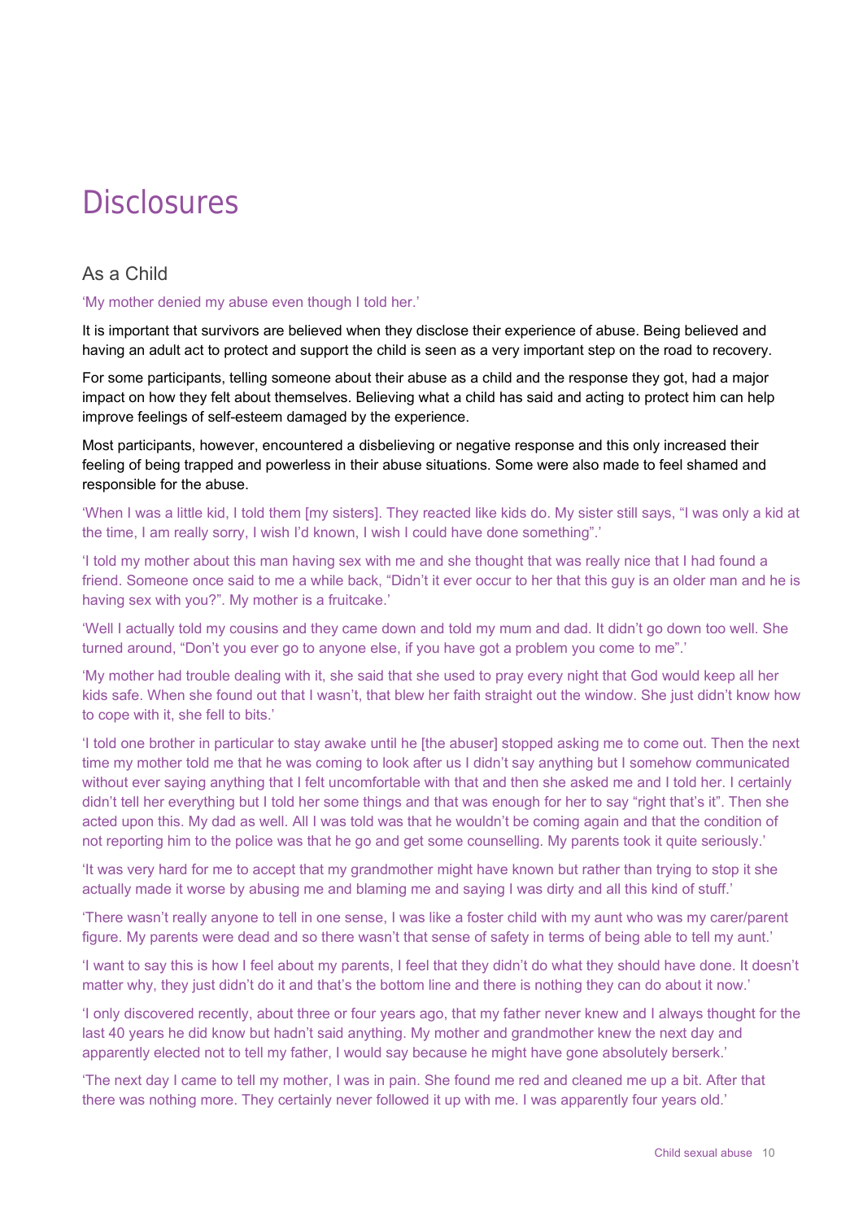# Disclosures

## As a Child

'My mother denied my abuse even though I told her.'

It is important that survivors are believed when they disclose their experience of abuse. Being believed and having an adult act to protect and support the child is seen as a very important step on the road to recovery.

For some participants, telling someone about their abuse as a child and the response they got, had a major impact on how they felt about themselves. Believing what a child has said and acting to protect him can help improve feelings of self-esteem damaged by the experience.

Most participants, however, encountered a disbelieving or negative response and this only increased their feeling of being trapped and powerless in their abuse situations. Some were also made to feel shamed and responsible for the abuse.

'When I was a little kid, I told them [my sisters]. They reacted like kids do. My sister still says, "I was only a kid at the time, I am really sorry, I wish I'd known, I wish I could have done something".'

'I told my mother about this man having sex with me and she thought that was really nice that I had found a friend. Someone once said to me a while back, "Didn't it ever occur to her that this guy is an older man and he is having sex with you?". My mother is a fruitcake.'

'Well I actually told my cousins and they came down and told my mum and dad. It didn't go down too well. She turned around, "Don't you ever go to anyone else, if you have got a problem you come to me".'

'My mother had trouble dealing with it, she said that she used to pray every night that God would keep all her kids safe. When she found out that I wasn't, that blew her faith straight out the window. She just didn't know how to cope with it, she fell to bits.'

'I told one brother in particular to stay awake until he [the abuser] stopped asking me to come out. Then the next time my mother told me that he was coming to look after us I didn't say anything but I somehow communicated without ever saying anything that I felt uncomfortable with that and then she asked me and I told her. I certainly didn't tell her everything but I told her some things and that was enough for her to say "right that's it". Then she acted upon this. My dad as well. All I was told was that he wouldn't be coming again and that the condition of not reporting him to the police was that he go and get some counselling. My parents took it quite seriously.'

'It was very hard for me to accept that my grandmother might have known but rather than trying to stop it she actually made it worse by abusing me and blaming me and saying I was dirty and all this kind of stuff.'

'There wasn't really anyone to tell in one sense, I was like a foster child with my aunt who was my carer/parent figure. My parents were dead and so there wasn't that sense of safety in terms of being able to tell my aunt.'

'I want to say this is how I feel about my parents, I feel that they didn't do what they should have done. It doesn't matter why, they just didn't do it and that's the bottom line and there is nothing they can do about it now.'

'I only discovered recently, about three or four years ago, that my father never knew and I always thought for the last 40 years he did know but hadn't said anything. My mother and grandmother knew the next day and apparently elected not to tell my father, I would say because he might have gone absolutely berserk.'

'The next day I came to tell my mother, I was in pain. She found me red and cleaned me up a bit. After that there was nothing more. They certainly never followed it up with me. I was apparently four years old.'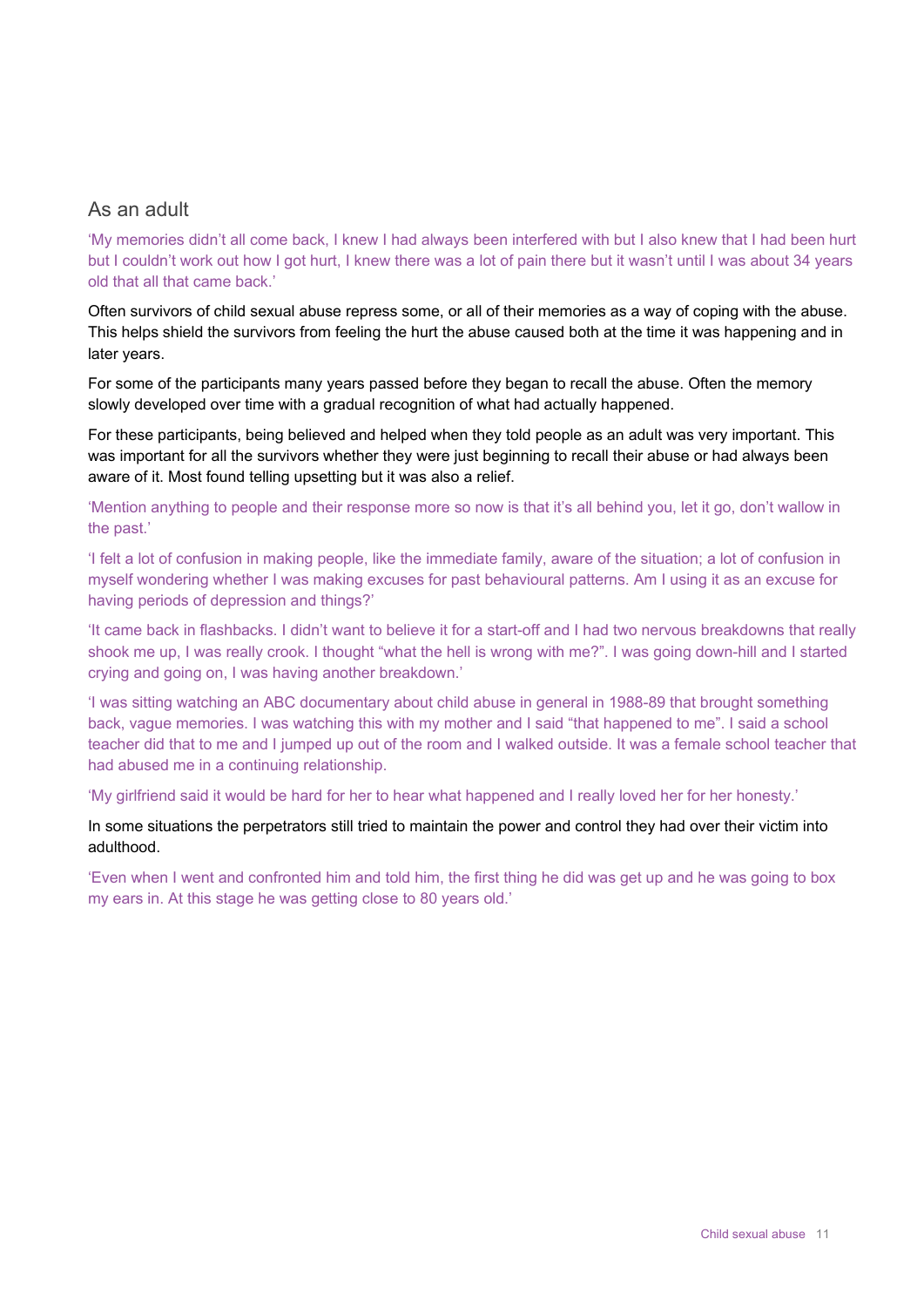## As an adult

'My memories didn't all come back, I knew I had always been interfered with but I also knew that I had been hurt but I couldn't work out how I got hurt, I knew there was a lot of pain there but it wasn't until I was about 34 years old that all that came back.'

Often survivors of child sexual abuse repress some, or all of their memories as a way of coping with the abuse. This helps shield the survivors from feeling the hurt the abuse caused both at the time it was happening and in later years.

For some of the participants many years passed before they began to recall the abuse. Often the memory slowly developed over time with a gradual recognition of what had actually happened.

For these participants, being believed and helped when they told people as an adult was very important. This was important for all the survivors whether they were just beginning to recall their abuse or had always been aware of it. Most found telling upsetting but it was also a relief.

'Mention anything to people and their response more so now is that it's all behind you, let it go, don't wallow in the past.'

'I felt a lot of confusion in making people, like the immediate family, aware of the situation; a lot of confusion in myself wondering whether I was making excuses for past behavioural patterns. Am I using it as an excuse for having periods of depression and things?'

'It came back in flashbacks. I didn't want to believe it for a start-off and I had two nervous breakdowns that really shook me up, I was really crook. I thought "what the hell is wrong with me?". I was going down-hill and I started crying and going on, I was having another breakdown.'

'I was sitting watching an ABC documentary about child abuse in general in 1988-89 that brought something back, vague memories. I was watching this with my mother and I said "that happened to me". I said a school teacher did that to me and I jumped up out of the room and I walked outside. It was a female school teacher that had abused me in a continuing relationship.

'My girlfriend said it would be hard for her to hear what happened and I really loved her for her honesty.'

In some situations the perpetrators still tried to maintain the power and control they had over their victim into adulthood.

'Even when I went and confronted him and told him, the first thing he did was get up and he was going to box my ears in. At this stage he was getting close to 80 years old.'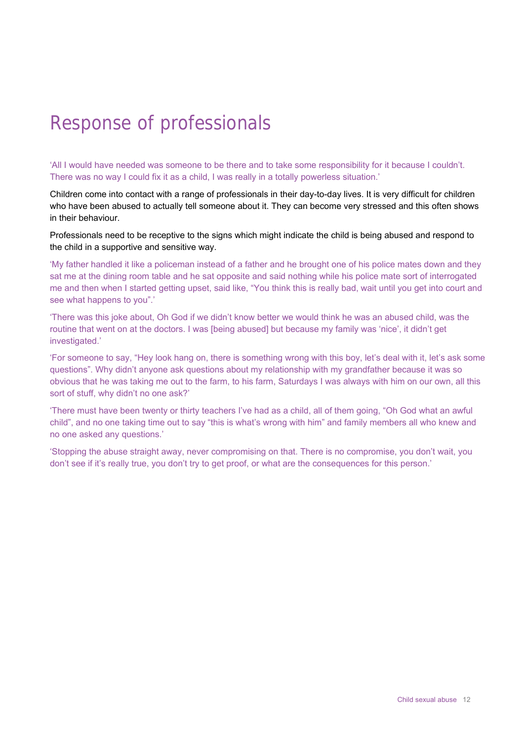# Response of professionals

'All I would have needed was someone to be there and to take some responsibility for it because I couldn't. There was no way I could fix it as a child, I was really in a totally powerless situation.'

Children come into contact with a range of professionals in their day-to-day lives. It is very difficult for children who have been abused to actually tell someone about it. They can become very stressed and this often shows in their behaviour.

Professionals need to be receptive to the signs which might indicate the child is being abused and respond to the child in a supportive and sensitive way.

'My father handled it like a policeman instead of a father and he brought one of his police mates down and they sat me at the dining room table and he sat opposite and said nothing while his police mate sort of interrogated me and then when I started getting upset, said like, "You think this is really bad, wait until you get into court and see what happens to you".'

'There was this joke about, Oh God if we didn't know better we would think he was an abused child, was the routine that went on at the doctors. I was [being abused] but because my family was 'nice', it didn't get investigated.'

'For someone to say, "Hey look hang on, there is something wrong with this boy, let's deal with it, let's ask some questions". Why didn't anyone ask questions about my relationship with my grandfather because it was so obvious that he was taking me out to the farm, to his farm, Saturdays I was always with him on our own, all this sort of stuff, why didn't no one ask?'

'There must have been twenty or thirty teachers I've had as a child, all of them going, "Oh God what an awful child", and no one taking time out to say "this is what's wrong with him" and family members all who knew and no one asked any questions.'

'Stopping the abuse straight away, never compromising on that. There is no compromise, you don't wait, you don't see if it's really true, you don't try to get proof, or what are the consequences for this person.'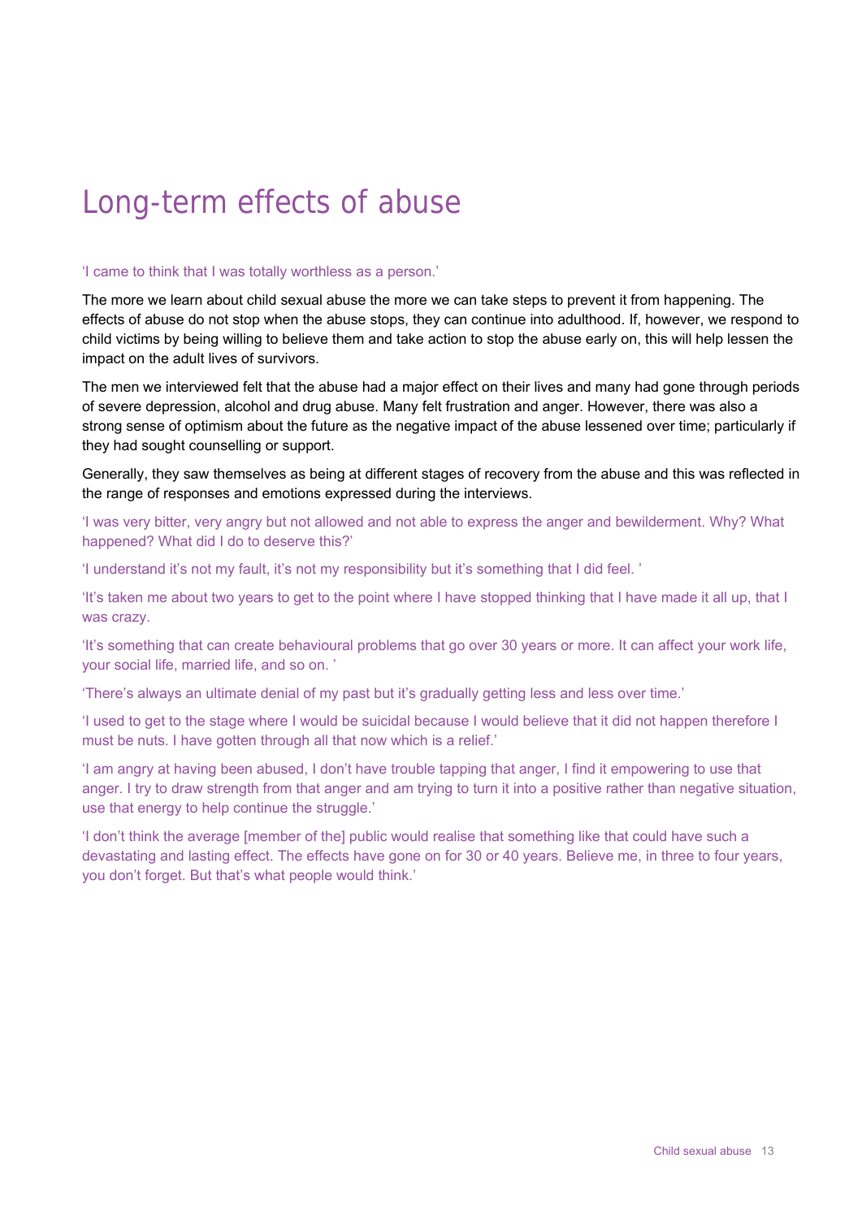# Long-term effects of abuse

'I came to think that I was totally worthless as a person.'

The more we learn about child sexual abuse the more we can take steps to prevent it from happening. The effects of abuse do not stop when the abuse stops, they can continue into adulthood. If, however, we respond to child victims by being willing to believe them and take action to stop the abuse early on, this will help lessen the impact on the adult lives of survivors.

The men we interviewed felt that the abuse had a major effect on their lives and many had gone through periods of severe depression, alcohol and drug abuse. Many felt frustration and anger. However, there was also a strong sense of optimism about the future as the negative impact of the abuse lessened over time; particularly if they had sought counselling or support.

Generally, they saw themselves as being at different stages of recovery from the abuse and this was reflected in the range of responses and emotions expressed during the interviews.

'I was very bitter, very angry but not allowed and not able to express the anger and bewilderment. Why? What happened? What did I do to deserve this?'

'I understand it's not my fault, it's not my responsibility but it's something that I did feel. '

'It's taken me about two years to get to the point where I have stopped thinking that I have made it all up, that I was crazy.

'It's something that can create behavioural problems that go over 30 years or more. It can affect your work life, your social life, married life, and so on. '

'There's always an ultimate denial of my past but it's gradually getting less and less over time.'

'I used to get to the stage where I would be suicidal because I would believe that it did not happen therefore I must be nuts. I have gotten through all that now which is a relief.'

'I am angry at having been abused, I don't have trouble tapping that anger, I find it empowering to use that anger. I try to draw strength from that anger and am trying to turn it into a positive rather than negative situation, use that energy to help continue the struggle.'

'I don't think the average [member of the] public would realise that something like that could have such a devastating and lasting effect. The effects have gone on for 30 or 40 years. Believe me, in three to four years, you don't forget. But that's what people would think.'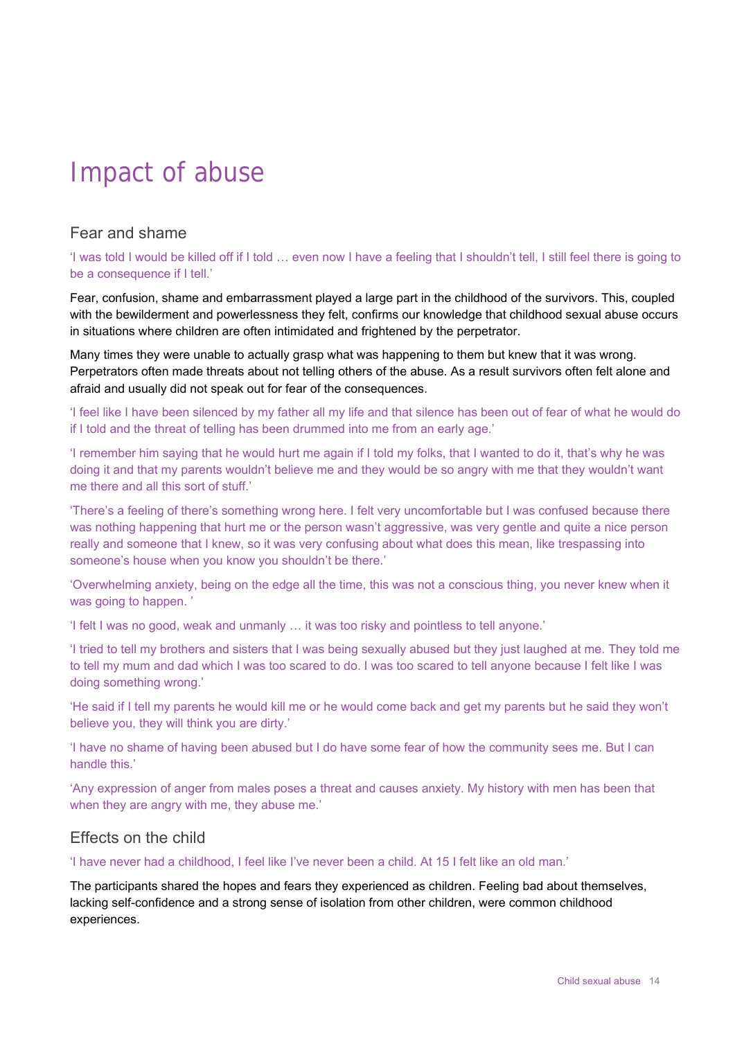# Impact of abuse

## Fear and shame

'I was told I would be killed off if I told … even now I have a feeling that I shouldn't tell, I still feel there is going to be a consequence if I tell.'

Fear, confusion, shame and embarrassment played a large part in the childhood of the survivors. This, coupled with the bewilderment and powerlessness they felt, confirms our knowledge that childhood sexual abuse occurs in situations where children are often intimidated and frightened by the perpetrator.

Many times they were unable to actually grasp what was happening to them but knew that it was wrong. Perpetrators often made threats about not telling others of the abuse. As a result survivors often felt alone and afraid and usually did not speak out for fear of the consequences.

'I feel like I have been silenced by my father all my life and that silence has been out of fear of what he would do if I told and the threat of telling has been drummed into me from an early age.'

'I remember him saying that he would hurt me again if I told my folks, that I wanted to do it, that's why he was doing it and that my parents wouldn't believe me and they would be so angry with me that they wouldn't want me there and all this sort of stuff.'

'There's a feeling of there's something wrong here. I felt very uncomfortable but I was confused because there was nothing happening that hurt me or the person wasn't aggressive, was very gentle and quite a nice person really and someone that I knew, so it was very confusing about what does this mean, like trespassing into someone's house when you know you shouldn't be there.'

'Overwhelming anxiety, being on the edge all the time, this was not a conscious thing, you never knew when it was going to happen. '

'I felt I was no good, weak and unmanly … it was too risky and pointless to tell anyone.'

'I tried to tell my brothers and sisters that I was being sexually abused but they just laughed at me. They told me to tell my mum and dad which I was too scared to do. I was too scared to tell anyone because I felt like I was doing something wrong.'

'He said if I tell my parents he would kill me or he would come back and get my parents but he said they won't believe you, they will think you are dirty.'

'I have no shame of having been abused but I do have some fear of how the community sees me. But I can handle this.'

'Any expression of anger from males poses a threat and causes anxiety. My history with men has been that when they are angry with me, they abuse me.'

## Effects on the child

'I have never had a childhood, I feel like I've never been a child. At 15 I felt like an old man.'

The participants shared the hopes and fears they experienced as children. Feeling bad about themselves, lacking self-confidence and a strong sense of isolation from other children, were common childhood experiences.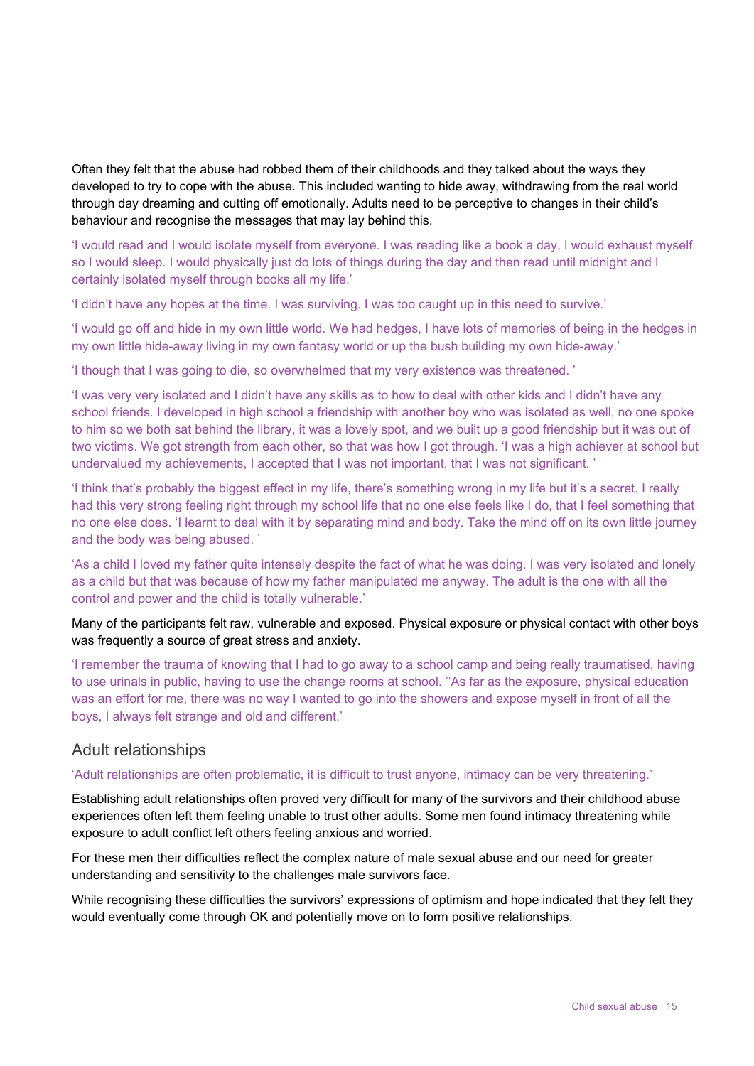Often they felt that the abuse had robbed them of their childhoods and they talked about the ways they developed to try to cope with the abuse. This included wanting to hide away, withdrawing from the real world through day dreaming and cutting off emotionally. Adults need to be perceptive to changes in their child's behaviour and recognise the messages that may lay behind this.

'I would read and I would isolate myself from everyone. I was reading like a book a day, I would exhaust myself so I would sleep. I would physically just do lots of things during the day and then read until midnight and I certainly isolated myself through books all my life.'

'I didn't have any hopes at the time. I was surviving. I was too caught up in this need to survive.'

'I would go off and hide in my own little world. We had hedges, I have lots of memories of being in the hedges in my own little hide-away living in my own fantasy world or up the bush building my own hide-away.'

'I though that I was going to die, so overwhelmed that my very existence was threatened. '

'I was very very isolated and I didn't have any skills as to how to deal with other kids and I didn't have any school friends. I developed in high school a friendship with another boy who was isolated as well, no one spoke to him so we both sat behind the library, it was a lovely spot, and we built up a good friendship but it was out of two victims. We got strength from each other, so that was how I got through. 'I was a high achiever at school but undervalued my achievements, I accepted that I was not important, that I was not significant. '

'I think that's probably the biggest effect in my life, there's something wrong in my life but it's a secret. I really had this very strong feeling right through my school life that no one else feels like I do, that I feel something that no one else does. 'I learnt to deal with it by separating mind and body. Take the mind off on its own little journey and the body was being abused. '

'As a child I loved my father quite intensely despite the fact of what he was doing. I was very isolated and lonely as a child but that was because of how my father manipulated me anyway. The adult is the one with all the control and power and the child is totally vulnerable.'

Many of the participants felt raw, vulnerable and exposed. Physical exposure or physical contact with other boys was frequently a source of great stress and anxiety.

'I remember the trauma of knowing that I had to go away to a school camp and being really traumatised, having to use urinals in public, having to use the change rooms at school. ''As far as the exposure, physical education was an effort for me, there was no way I wanted to go into the showers and expose myself in front of all the boys, I always felt strange and old and different.'

## Adult relationships

'Adult relationships are often problematic, it is difficult to trust anyone, intimacy can be very threatening.'

Establishing adult relationships often proved very difficult for many of the survivors and their childhood abuse experiences often left them feeling unable to trust other adults. Some men found intimacy threatening while exposure to adult conflict left others feeling anxious and worried.

For these men their difficulties reflect the complex nature of male sexual abuse and our need for greater understanding and sensitivity to the challenges male survivors face.

While recognising these difficulties the survivors' expressions of optimism and hope indicated that they felt they would eventually come through OK and potentially move on to form positive relationships.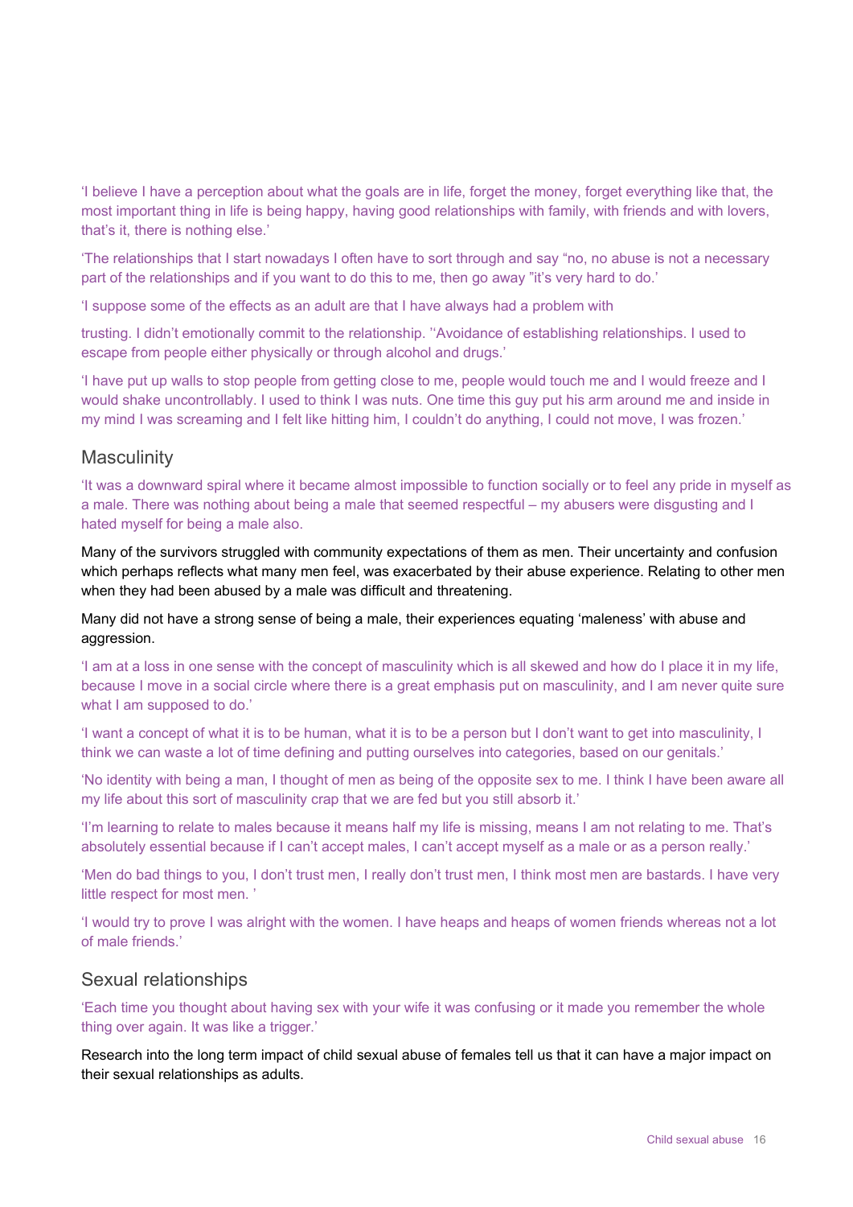'I believe I have a perception about what the goals are in life, forget the money, forget everything like that, the most important thing in life is being happy, having good relationships with family, with friends and with lovers, that's it, there is nothing else.'

'The relationships that I start nowadays I often have to sort through and say "no, no abuse is not a necessary part of the relationships and if you want to do this to me, then go away "it's very hard to do.'

'I suppose some of the effects as an adult are that I have always had a problem with

trusting. I didn't emotionally commit to the relationship. ''Avoidance of establishing relationships. I used to escape from people either physically or through alcohol and drugs.'

'I have put up walls to stop people from getting close to me, people would touch me and I would freeze and I would shake uncontrollably. I used to think I was nuts. One time this guy put his arm around me and inside in my mind I was screaming and I felt like hitting him, I couldn't do anything, I could not move, I was frozen.'

## Masculinity

'It was a downward spiral where it became almost impossible to function socially or to feel any pride in myself as a male. There was nothing about being a male that seemed respectful – my abusers were disgusting and I hated myself for being a male also.

Many of the survivors struggled with community expectations of them as men. Their uncertainty and confusion which perhaps reflects what many men feel, was exacerbated by their abuse experience. Relating to other men when they had been abused by a male was difficult and threatening.

Many did not have a strong sense of being a male, their experiences equating 'maleness' with abuse and aggression.

'I am at a loss in one sense with the concept of masculinity which is all skewed and how do I place it in my life, because I move in a social circle where there is a great emphasis put on masculinity, and I am never quite sure what I am supposed to do.'

'I want a concept of what it is to be human, what it is to be a person but I don't want to get into masculinity, I think we can waste a lot of time defining and putting ourselves into categories, based on our genitals.'

'No identity with being a man, I thought of men as being of the opposite sex to me. I think I have been aware all my life about this sort of masculinity crap that we are fed but you still absorb it.'

'I'm learning to relate to males because it means half my life is missing, means I am not relating to me. That's absolutely essential because if I can't accept males, I can't accept myself as a male or as a person really.'

'Men do bad things to you, I don't trust men, I really don't trust men, I think most men are bastards. I have very little respect for most men. '

'I would try to prove I was alright with the women. I have heaps and heaps of women friends whereas not a lot of male friends.'

## Sexual relationships

'Each time you thought about having sex with your wife it was confusing or it made you remember the whole thing over again. It was like a trigger.'

Research into the long term impact of child sexual abuse of females tell us that it can have a major impact on their sexual relationships as adults.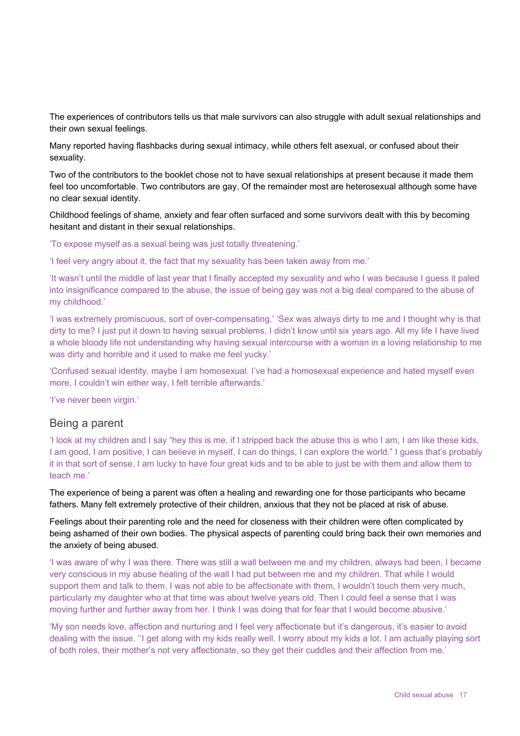The experiences of contributors tells us that male survivors can also struggle with adult sexual relationships and their own sexual feelings.

Many reported having flashbacks during sexual intimacy, while others felt asexual, or confused about their sexuality.

Two of the contributors to the booklet chose not to have sexual relationships at present because it made them feel too uncomfortable. Two contributors are gay. Of the remainder most are heterosexual although some have no clear sexual identity.

Childhood feelings of shame, anxiety and fear often surfaced and some survivors dealt with this by becoming hesitant and distant in their sexual relationships.

'To expose myself as a sexual being was just totally threatening.'

'I feel very angry about it, the fact that my sexuality has been taken away from me.'

'It wasn't until the middle of last year that I finally accepted my sexuality and who I was because I guess it paled into insignificance compared to the abuse, the issue of being gay was not a big deal compared to the abuse of my childhood.'

'I was extremely promiscuous, sort of over-compensating.' 'Sex was always dirty to me and I thought why is that dirty to me? I just put it down to having sexual problems, I didn't know until six years ago. All my life I have lived a whole bloody life not understanding why having sexual intercourse with a woman in a loving relationship to me was dirty and horrible and it used to make me feel yucky.'

'Confused sexual identity, maybe I am homosexual. I've had a homosexual experience and hated myself even more, I couldn't win either way, I felt terrible afterwards.'

'I've never been virgin.'

## Being a parent

'I look at my children and I say "hey this is me, if I stripped back the abuse this is who I am, I am like these kids, I am good, I am positive, I can believe in myself, I can do things, I can explore the world." I guess that's probably it in that sort of sense. I am lucky to have four great kids and to be able to just be with them and allow them to teach me.'

The experience of being a parent was often a healing and rewarding one for those participants who became fathers. Many felt extremely protective of their children, anxious that they not be placed at risk of abuse.

Feelings about their parenting role and the need for closeness with their children were often complicated by being ashamed of their own bodies. The physical aspects of parenting could bring back their own memories and the anxiety of being abused.

'I was aware of why I was there. There was still a wall between me and my children, always had been, I became very conscious in my abuse healing of the wall I had put between me and my children. That while I would support them and talk to them, I was not able to be affectionate with them, I wouldn't touch them very much, particularly my daughter who at that time was about twelve years old. Then I could feel a sense that I was moving further and further away from her. I think I was doing that for fear that I would become abusive.'

'My son needs love, affection and nurturing and I feel very affectionate but it's dangerous, it's easier to avoid dealing with the issue. ''I get along with my kids really well. I worry about my kids a lot. I am actually playing sort of both roles, their mother's not very affectionate, so they get their cuddles and their affection from me.'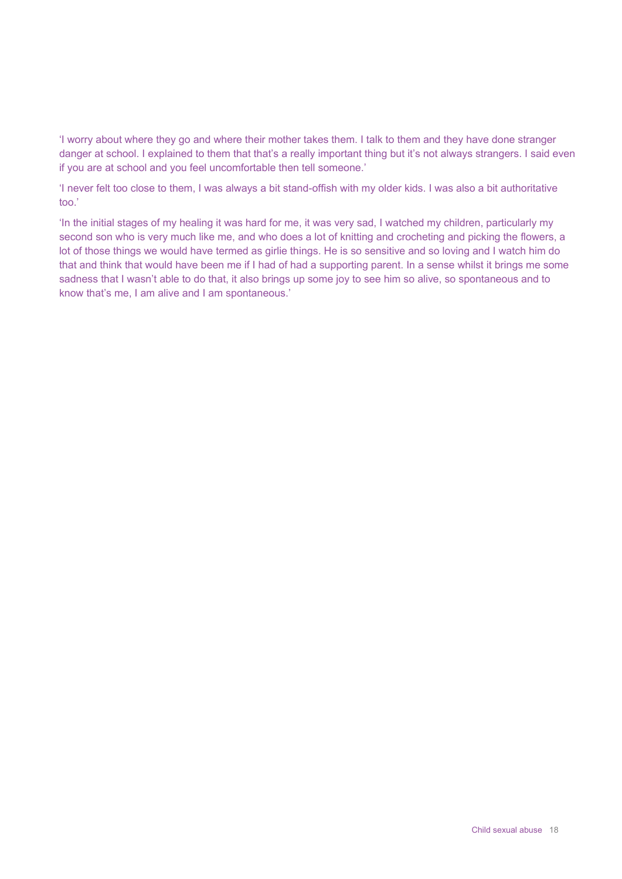'I worry about where they go and where their mother takes them. I talk to them and they have done stranger danger at school. I explained to them that that's a really important thing but it's not always strangers. I said even if you are at school and you feel uncomfortable then tell someone.'

'I never felt too close to them, I was always a bit stand-offish with my older kids. I was also a bit authoritative too.'

'In the initial stages of my healing it was hard for me, it was very sad, I watched my children, particularly my second son who is very much like me, and who does a lot of knitting and crocheting and picking the flowers, a lot of those things we would have termed as girlie things. He is so sensitive and so loving and I watch him do that and think that would have been me if I had of had a supporting parent. In a sense whilst it brings me some sadness that I wasn't able to do that, it also brings up some joy to see him so alive, so spontaneous and to know that's me, I am alive and I am spontaneous.'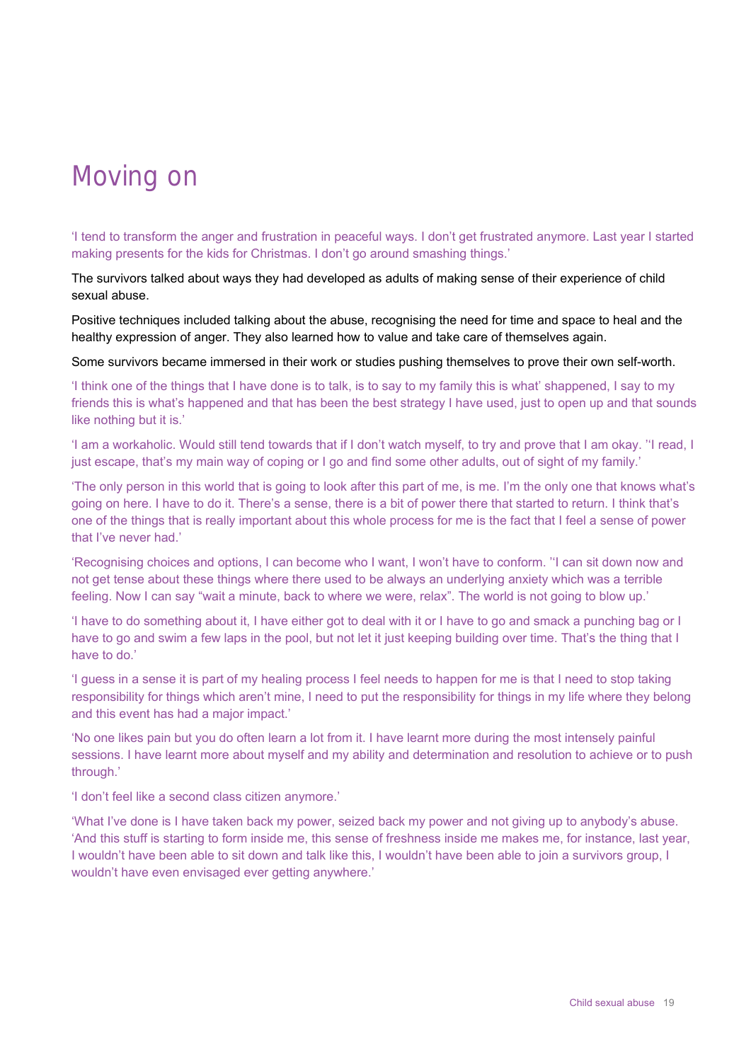# Moving on

'I tend to transform the anger and frustration in peaceful ways. I don't get frustrated anymore. Last year I started making presents for the kids for Christmas. I don't go around smashing things.'

The survivors talked about ways they had developed as adults of making sense of their experience of child sexual abuse.

Positive techniques included talking about the abuse, recognising the need for time and space to heal and the healthy expression of anger. They also learned how to value and take care of themselves again.

Some survivors became immersed in their work or studies pushing themselves to prove their own self-worth.

'I think one of the things that I have done is to talk, is to say to my family this is what' shappened, I say to my friends this is what's happened and that has been the best strategy I have used, just to open up and that sounds like nothing but it is.'

'I am a workaholic. Would still tend towards that if I don't watch myself, to try and prove that I am okay. ''I read, I just escape, that's my main way of coping or I go and find some other adults, out of sight of my family.'

'The only person in this world that is going to look after this part of me, is me. I'm the only one that knows what's going on here. I have to do it. There's a sense, there is a bit of power there that started to return. I think that's one of the things that is really important about this whole process for me is the fact that I feel a sense of power that I've never had.'

'Recognising choices and options, I can become who I want, I won't have to conform. ''I can sit down now and not get tense about these things where there used to be always an underlying anxiety which was a terrible feeling. Now I can say "wait a minute, back to where we were, relax". The world is not going to blow up.'

'I have to do something about it, I have either got to deal with it or I have to go and smack a punching bag or I have to go and swim a few laps in the pool, but not let it just keeping building over time. That's the thing that I have to do.'

'I guess in a sense it is part of my healing process I feel needs to happen for me is that I need to stop taking responsibility for things which aren't mine, I need to put the responsibility for things in my life where they belong and this event has had a major impact.'

'No one likes pain but you do often learn a lot from it. I have learnt more during the most intensely painful sessions. I have learnt more about myself and my ability and determination and resolution to achieve or to push through.'

'I don't feel like a second class citizen anymore.'

'What I've done is I have taken back my power, seized back my power and not giving up to anybody's abuse. 'And this stuff is starting to form inside me, this sense of freshness inside me makes me, for instance, last year, I wouldn't have been able to sit down and talk like this, I wouldn't have been able to join a survivors group, I wouldn't have even envisaged ever getting anywhere.'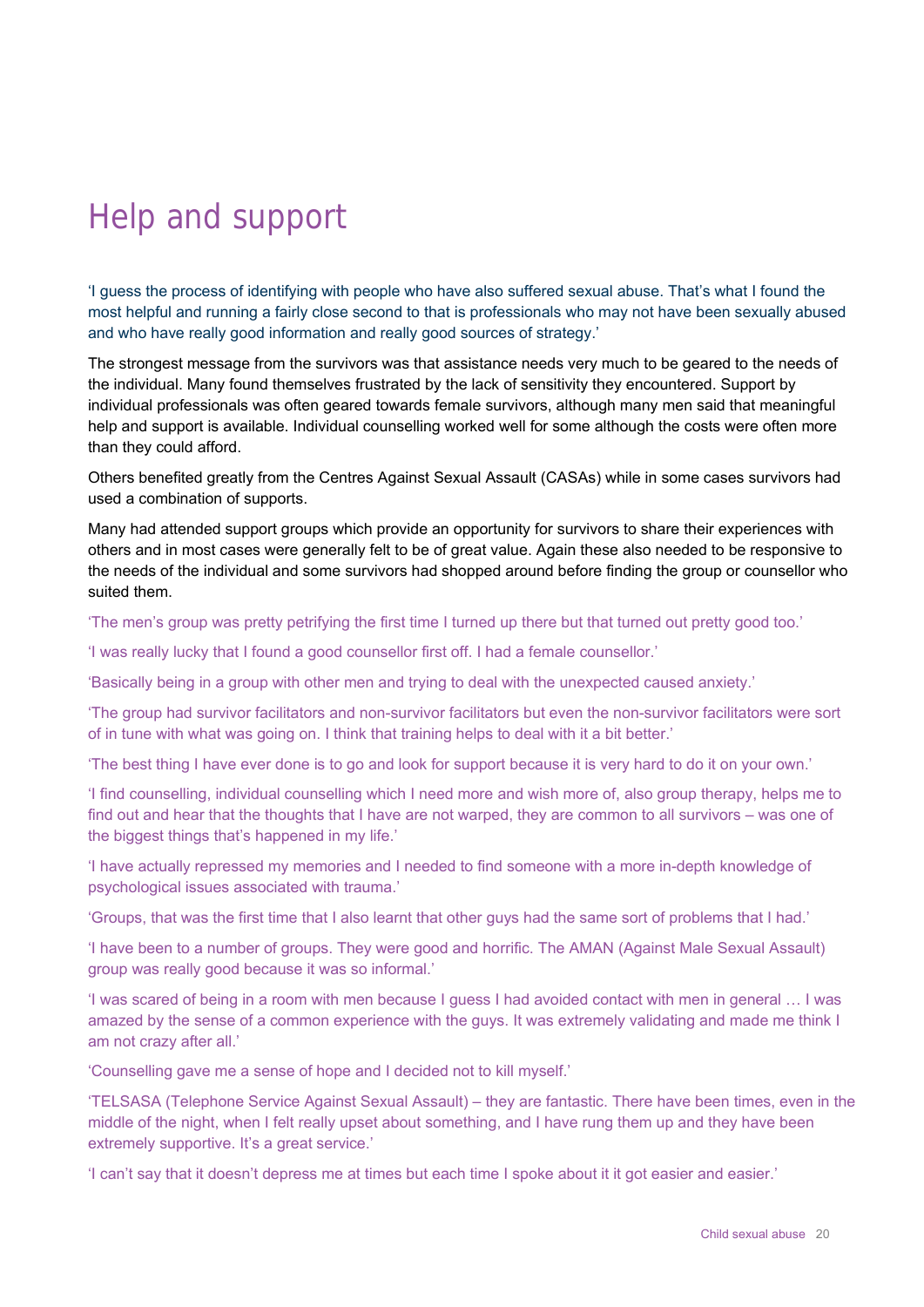# Help and support

'I guess the process of identifying with people who have also suffered sexual abuse. That's what I found the most helpful and running a fairly close second to that is professionals who may not have been sexually abused and who have really good information and really good sources of strategy.'

The strongest message from the survivors was that assistance needs very much to be geared to the needs of the individual. Many found themselves frustrated by the lack of sensitivity they encountered. Support by individual professionals was often geared towards female survivors, although many men said that meaningful help and support is available. Individual counselling worked well for some although the costs were often more than they could afford.

Others benefited greatly from the Centres Against Sexual Assault (CASAs) while in some cases survivors had used a combination of supports.

Many had attended support groups which provide an opportunity for survivors to share their experiences with others and in most cases were generally felt to be of great value. Again these also needed to be responsive to the needs of the individual and some survivors had shopped around before finding the group or counsellor who suited them.

'The men's group was pretty petrifying the first time I turned up there but that turned out pretty good too.'

'I was really lucky that I found a good counsellor first off. I had a female counsellor.'

'Basically being in a group with other men and trying to deal with the unexpected caused anxiety.'

'The group had survivor facilitators and non-survivor facilitators but even the non-survivor facilitators were sort of in tune with what was going on. I think that training helps to deal with it a bit better.'

'The best thing I have ever done is to go and look for support because it is very hard to do it on your own.'

'I find counselling, individual counselling which I need more and wish more of, also group therapy, helps me to find out and hear that the thoughts that I have are not warped, they are common to all survivors – was one of the biggest things that's happened in my life.'

'I have actually repressed my memories and I needed to find someone with a more in-depth knowledge of psychological issues associated with trauma.'

'Groups, that was the first time that I also learnt that other guys had the same sort of problems that I had.'

'I have been to a number of groups. They were good and horrific. The AMAN (Against Male Sexual Assault) group was really good because it was so informal.'

'I was scared of being in a room with men because I guess I had avoided contact with men in general … I was amazed by the sense of a common experience with the guys. It was extremely validating and made me think I am not crazy after all.'

'Counselling gave me a sense of hope and I decided not to kill myself.'

'TELSASA (Telephone Service Against Sexual Assault) – they are fantastic. There have been times, even in the middle of the night, when I felt really upset about something, and I have rung them up and they have been extremely supportive. It's a great service.'

'I can't say that it doesn't depress me at times but each time I spoke about it it got easier and easier.'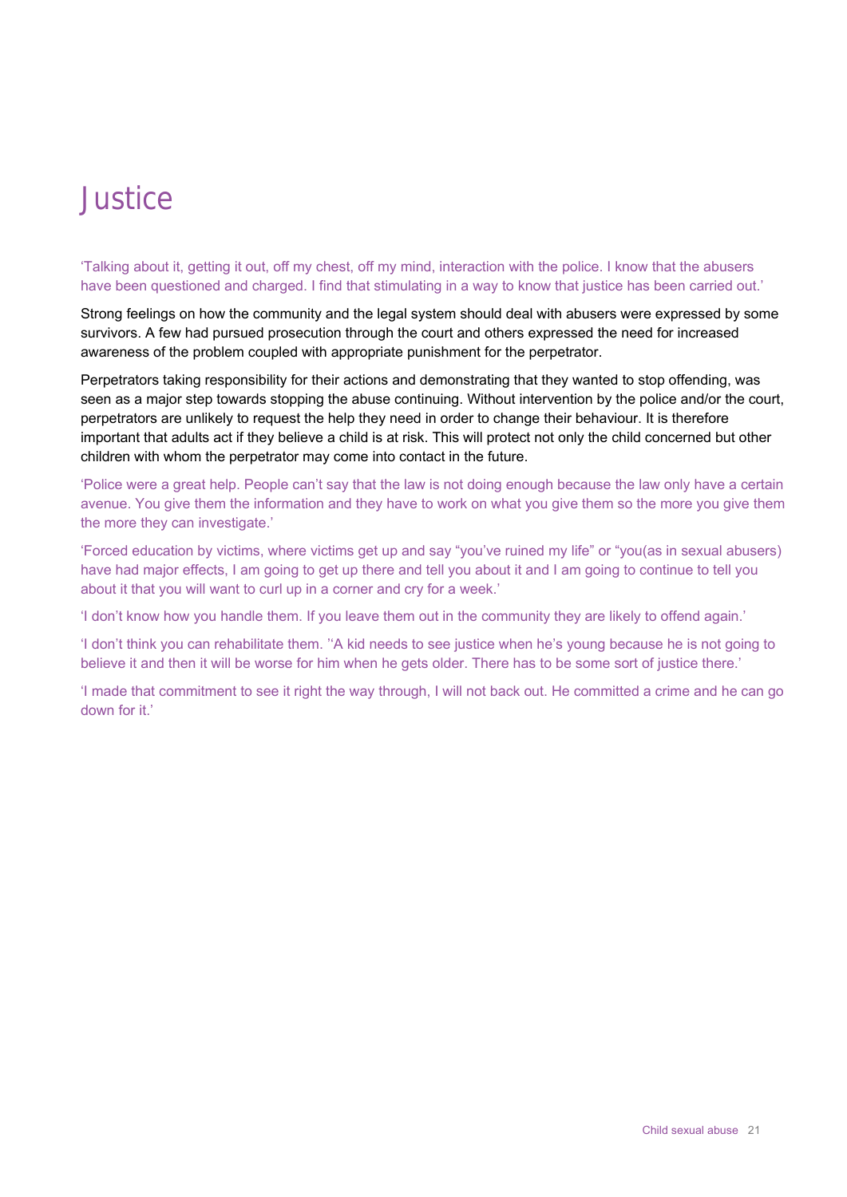# Justice

'Talking about it, getting it out, off my chest, off my mind, interaction with the police. I know that the abusers have been questioned and charged. I find that stimulating in a way to know that justice has been carried out.'

Strong feelings on how the community and the legal system should deal with abusers were expressed by some survivors. A few had pursued prosecution through the court and others expressed the need for increased awareness of the problem coupled with appropriate punishment for the perpetrator.

Perpetrators taking responsibility for their actions and demonstrating that they wanted to stop offending, was seen as a major step towards stopping the abuse continuing. Without intervention by the police and/or the court, perpetrators are unlikely to request the help they need in order to change their behaviour. It is therefore important that adults act if they believe a child is at risk. This will protect not only the child concerned but other children with whom the perpetrator may come into contact in the future.

'Police were a great help. People can't say that the law is not doing enough because the law only have a certain avenue. You give them the information and they have to work on what you give them so the more you give them the more they can investigate.'

'Forced education by victims, where victims get up and say "you've ruined my life" or "you(as in sexual abusers) have had major effects, I am going to get up there and tell you about it and I am going to continue to tell you about it that you will want to curl up in a corner and cry for a week.'

'I don't know how you handle them. If you leave them out in the community they are likely to offend again.'

'I don't think you can rehabilitate them. ''A kid needs to see justice when he's young because he is not going to believe it and then it will be worse for him when he gets older. There has to be some sort of justice there.'

'I made that commitment to see it right the way through, I will not back out. He committed a crime and he can go down for it.'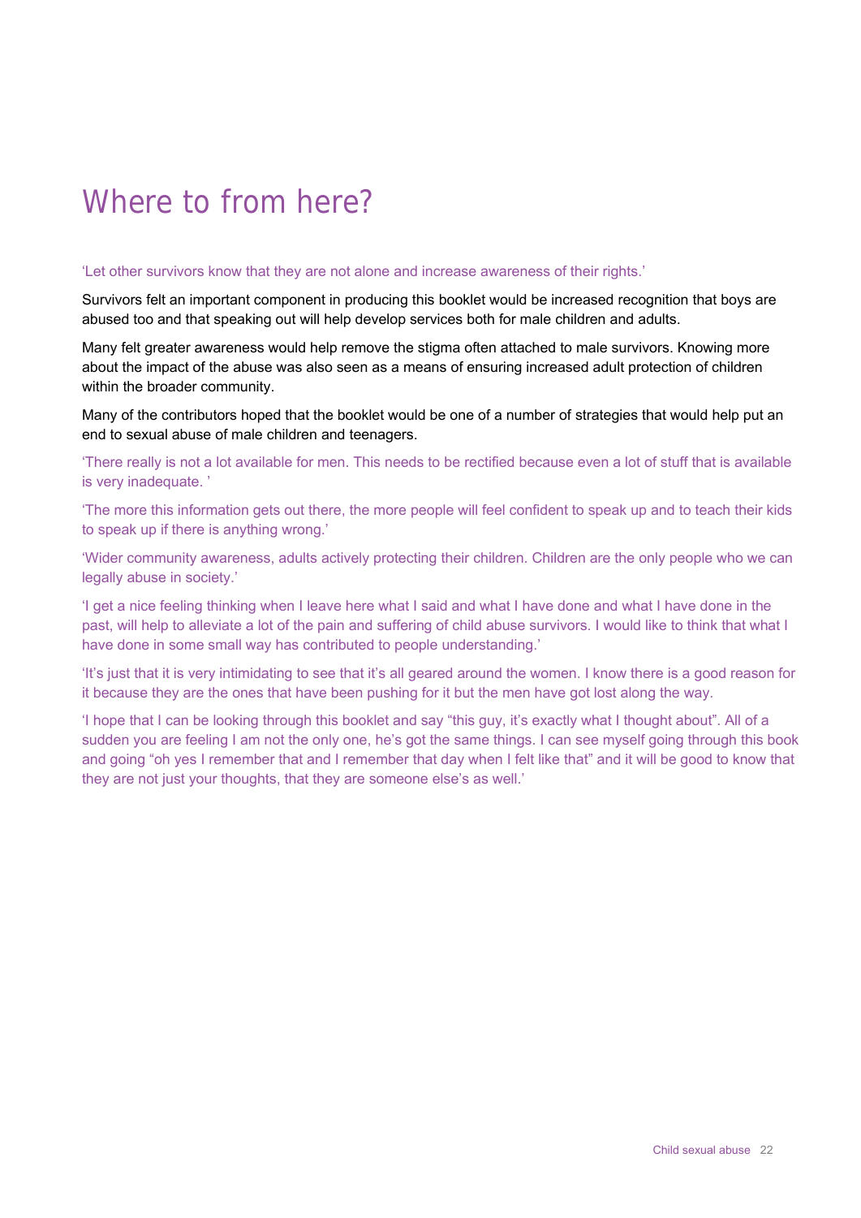# Where to from here?

'Let other survivors know that they are not alone and increase awareness of their rights.'

Survivors felt an important component in producing this booklet would be increased recognition that boys are abused too and that speaking out will help develop services both for male children and adults.

Many felt greater awareness would help remove the stigma often attached to male survivors. Knowing more about the impact of the abuse was also seen as a means of ensuring increased adult protection of children within the broader community.

Many of the contributors hoped that the booklet would be one of a number of strategies that would help put an end to sexual abuse of male children and teenagers.

'There really is not a lot available for men. This needs to be rectified because even a lot of stuff that is available is very inadequate. '

'The more this information gets out there, the more people will feel confident to speak up and to teach their kids to speak up if there is anything wrong.'

'Wider community awareness, adults actively protecting their children. Children are the only people who we can legally abuse in society.'

'I get a nice feeling thinking when I leave here what I said and what I have done and what I have done in the past, will help to alleviate a lot of the pain and suffering of child abuse survivors. I would like to think that what I have done in some small way has contributed to people understanding.'

'It's just that it is very intimidating to see that it's all geared around the women. I know there is a good reason for it because they are the ones that have been pushing for it but the men have got lost along the way.

'I hope that I can be looking through this booklet and say "this guy, it's exactly what I thought about". All of a sudden you are feeling I am not the only one, he's got the same things. I can see myself going through this book and going "oh yes I remember that and I remember that day when I felt like that" and it will be good to know that they are not just your thoughts, that they are someone else's as well.'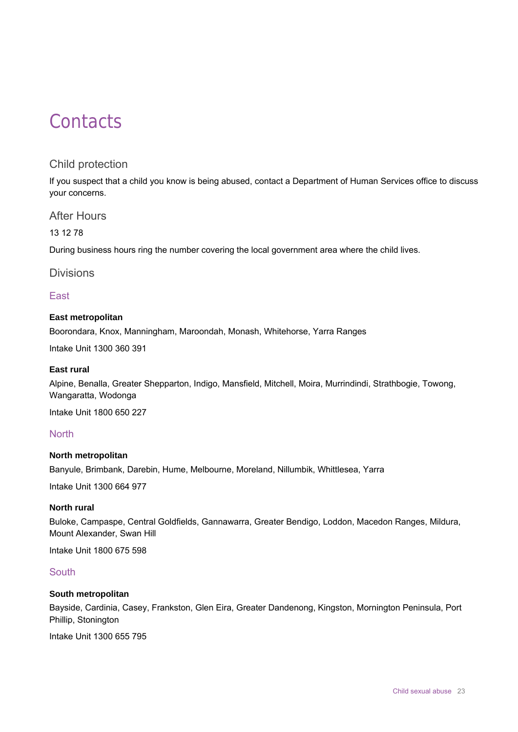# Contacts

## Child protection

If you suspect that a child you know is being abused, contact a Department of Human Services office to discuss your concerns.

## After Hours

13 12 78

During business hours ring the number covering the local government area where the child lives.

## Divisions

### East

**East metropolitan**

Boorondara, Knox, Manningham, Maroondah, Monash, Whitehorse, Yarra Ranges

Intake Unit 1300 360 391

**East rural**

Alpine, Benalla, Greater Shepparton, Indigo, Mansfield, Mitchell, Moira, Murrindindi, Strathbogie, Towong, Wangaratta, Wodonga

Intake Unit 1800 650 227

### North

**North metropolitan**

Banyule, Brimbank, Darebin, Hume, Melbourne, Moreland, Nillumbik, Whittlesea, Yarra

Intake Unit 1300 664 977

**North rural**

Buloke, Campaspe, Central Goldfields, Gannawarra, Greater Bendigo, Loddon, Macedon Ranges, Mildura, Mount Alexander, Swan Hill

Intake Unit 1800 675 598

### South

**South metropolitan**

Bayside, Cardinia, Casey, Frankston, Glen Eira, Greater Dandenong, Kingston, Mornington Peninsula, Port Phillip, Stonington

Intake Unit 1300 655 795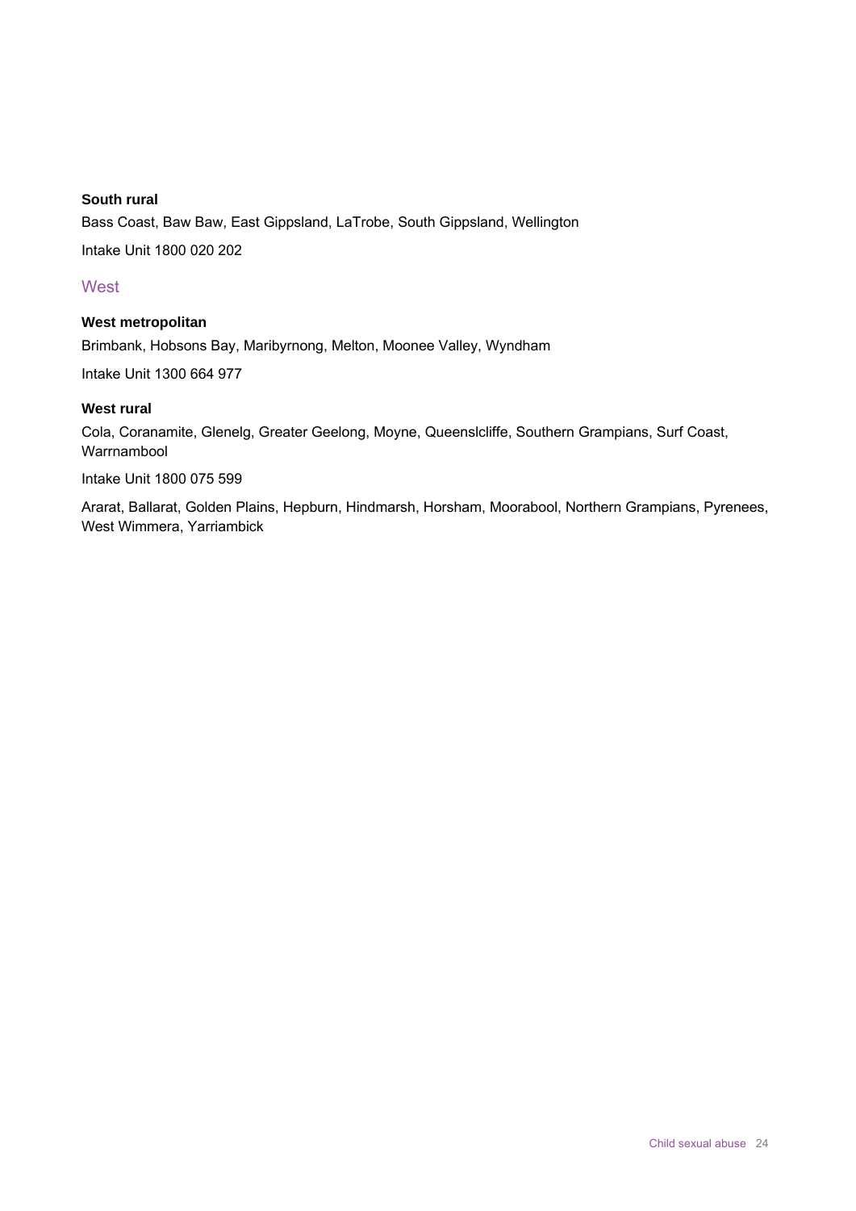**South rural**

Bass Coast, Baw Baw, East Gippsland, LaTrobe, South Gippsland, Wellington

Intake Unit 1800 020 202

## West

**West metropolitan**

Brimbank, Hobsons Bay, Maribyrnong, Melton, Moonee Valley, Wyndham

Intake Unit 1300 664 977

**West rural**

Cola, Coranamite, Glenelg, Greater Geelong, Moyne, Queenslcliffe, Southern Grampians, Surf Coast, Warrnambool

Intake Unit 1800 075 599

Ararat, Ballarat, Golden Plains, Hepburn, Hindmarsh, Horsham, Moorabool, Northern Grampians, Pyrenees, West Wimmera, Yarriambick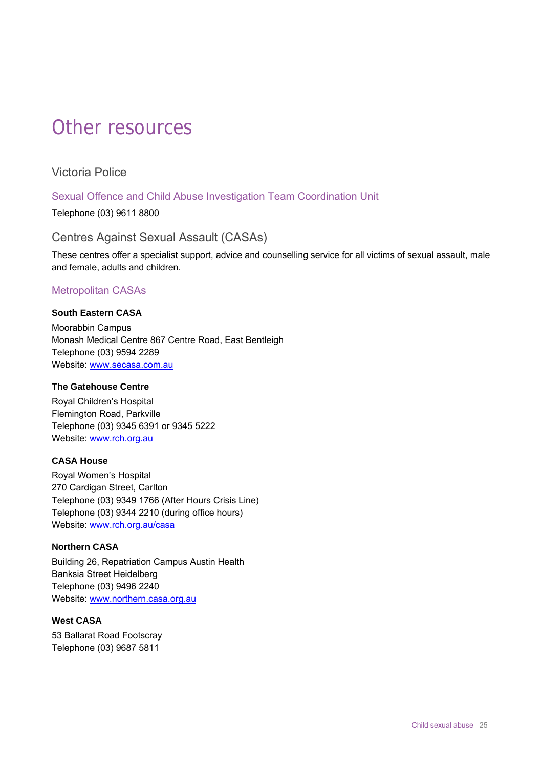# Other resources

## Victoria Police

### Sexual Offence and Child Abuse Investigation Team Coordination Unit

Telephone (03) 9611 8800

## Centres Against Sexual Assault (CASAs)

These centres offer a specialist support, advice and counselling service for all victims of sexual assault, male and female, adults and children.

### Metropolitan CASAs

**South Eastern CASA**

Moorabbin Campus
Monash Medical Centre 867 Centre Road, East Bentleigh
Telephone (03) 9594 2289
Website: www.secasa.com.au

**The Gatehouse Centre**

Royal Children's Hospital
Flemington Road, Parkville
Telephone (03) 9345 6391 or 9345 5222
Website: www.rch.org.au

**CASA House**

Royal Women's Hospital
270 Cardigan Street, Carlton
Telephone (03) 9349 1766 (After Hours Crisis Line)
Telephone (03) 9344 2210 (during office hours)
Website: www.rch.org.au/casa

**Northern CASA**

Building 26, Repatriation Campus Austin Health
Banksia Street Heidelberg
Telephone (03) 9496 2240
Website: www.northern.casa.org.au

**West CASA**

53 Ballarat Road Footscray
Telephone (03) 9687 5811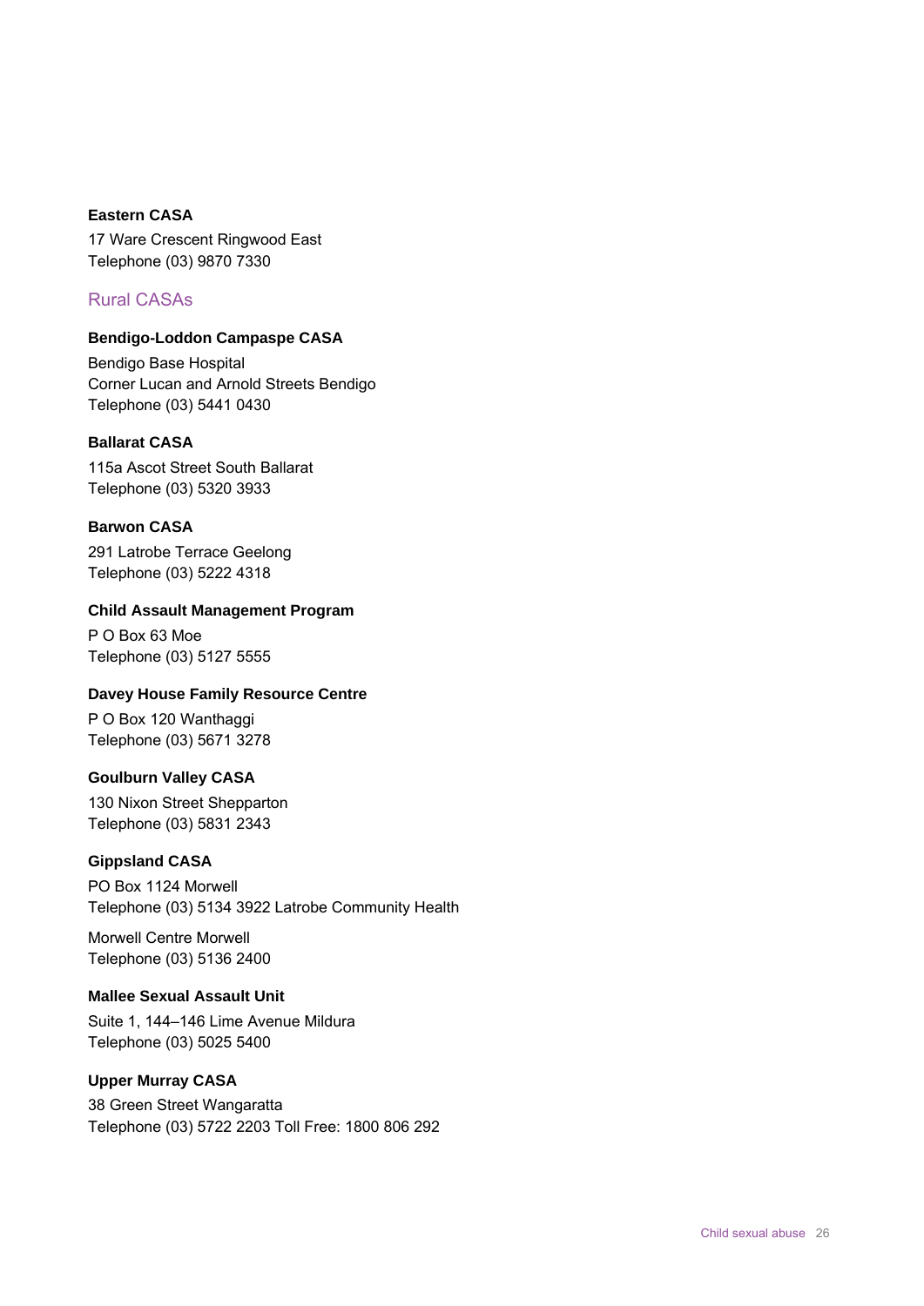**Eastern CASA**

17 Ware Crescent Ringwood East
Telephone (03) 9870 7330

## Rural CASAs

**Bendigo-Loddon Campaspe CASA**

Bendigo Base Hospital
Corner Lucan and Arnold Streets Bendigo
Telephone (03) 5441 0430

**Ballarat CASA**

115a Ascot Street South Ballarat
Telephone (03) 5320 3933

**Barwon CASA**

291 Latrobe Terrace Geelong
Telephone (03) 5222 4318

**Child Assault Management Program**

P O Box 63 Moe
Telephone (03) 5127 5555

**Davey House Family Resource Centre**

P O Box 120 Wanthaggi
Telephone (03) 5671 3278

**Goulburn Valley CASA**

130 Nixon Street Shepparton
Telephone (03) 5831 2343

**Gippsland CASA**

PO Box 1124 Morwell
Telephone (03) 5134 3922 Latrobe Community Health

Morwell Centre Morwell
Telephone (03) 5136 2400

**Mallee Sexual Assault Unit**

Suite 1, 144–146 Lime Avenue Mildura
Telephone (03) 5025 5400

**Upper Murray CASA**

38 Green Street Wangaratta
Telephone (03) 5722 2203 Toll Free: 1800 806 292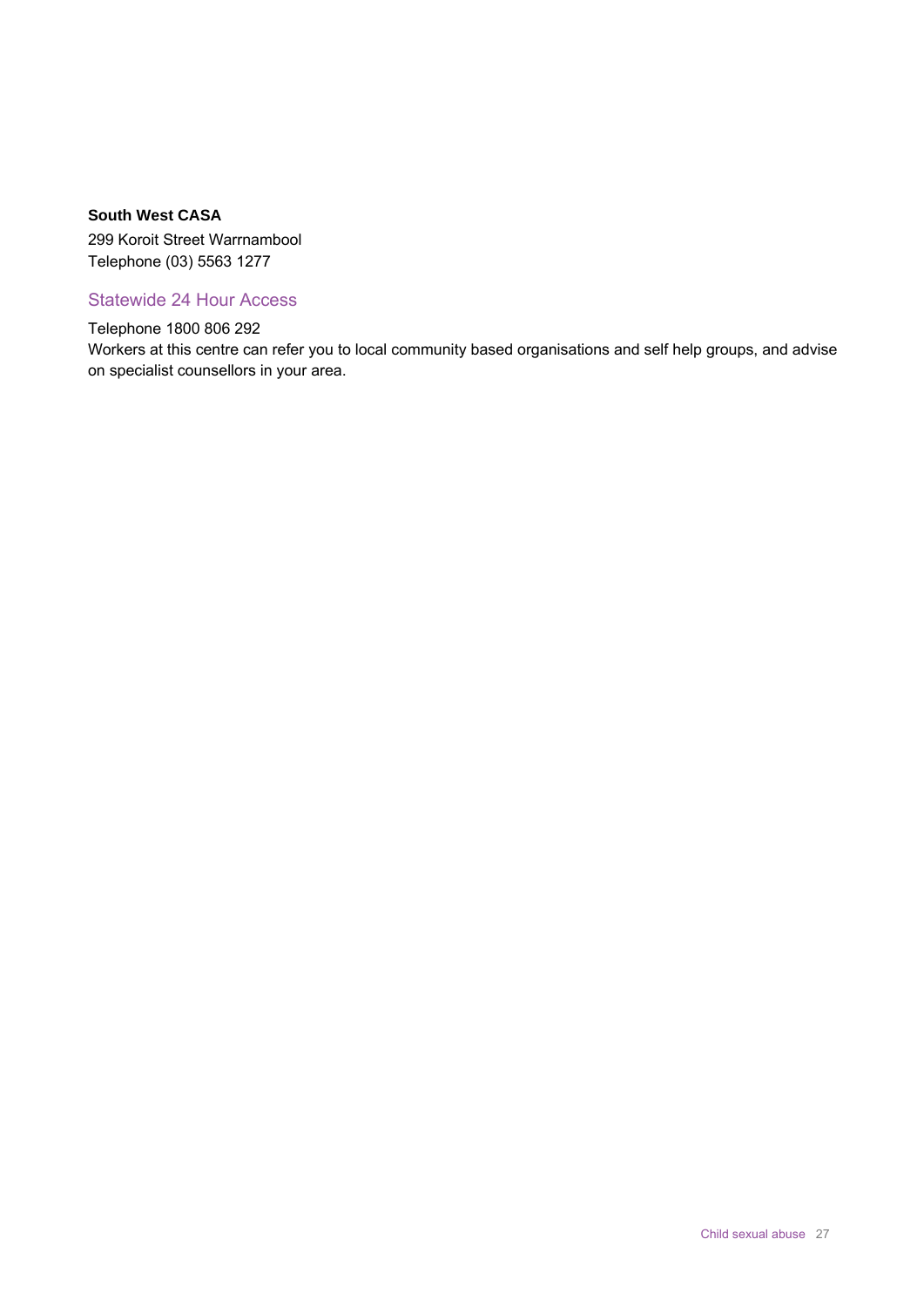**South West CASA**

299 Koroit Street Warrnambool
Telephone (03) 5563 1277

## Statewide 24 Hour Access

Telephone 1800 806 292
Workers at this centre can refer you to local community based organisations and self help groups, and advise on specialist counsellors in your area.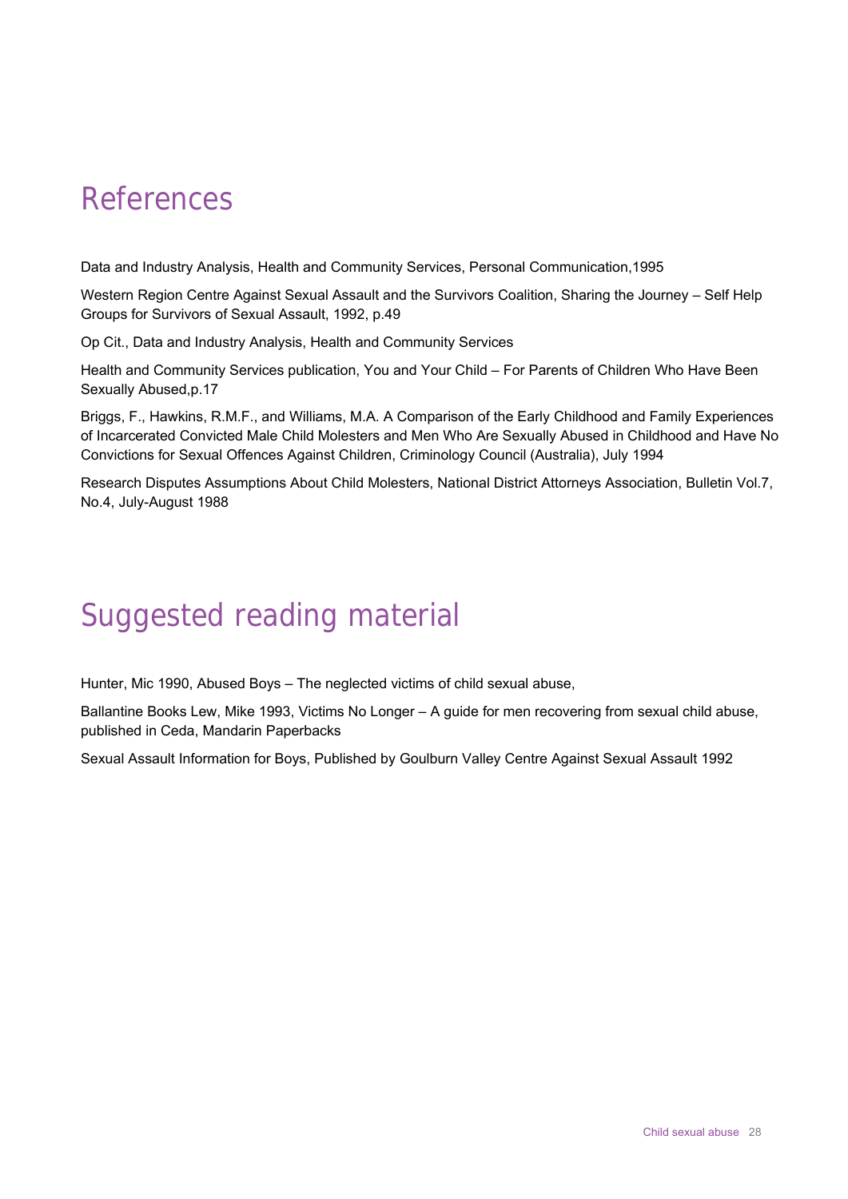# References

Data and Industry Analysis, Health and Community Services, Personal Communication,1995

Western Region Centre Against Sexual Assault and the Survivors Coalition, Sharing the Journey – Self Help Groups for Survivors of Sexual Assault, 1992, p.49

Op Cit., Data and Industry Analysis, Health and Community Services

Health and Community Services publication, You and Your Child – For Parents of Children Who Have Been Sexually Abused,p.17

Briggs, F., Hawkins, R.M.F., and Williams, M.A. A Comparison of the Early Childhood and Family Experiences of Incarcerated Convicted Male Child Molesters and Men Who Are Sexually Abused in Childhood and Have No Convictions for Sexual Offences Against Children, Criminology Council (Australia), July 1994

Research Disputes Assumptions About Child Molesters, National District Attorneys Association, Bulletin Vol.7, No.4, July-August 1988

# Suggested reading material

Hunter, Mic 1990, Abused Boys – The neglected victims of child sexual abuse,

Ballantine Books Lew, Mike 1993, Victims No Longer – A guide for men recovering from sexual child abuse, published in Ceda, Mandarin Paperbacks

Sexual Assault Information for Boys, Published by Goulburn Valley Centre Against Sexual Assault 1992